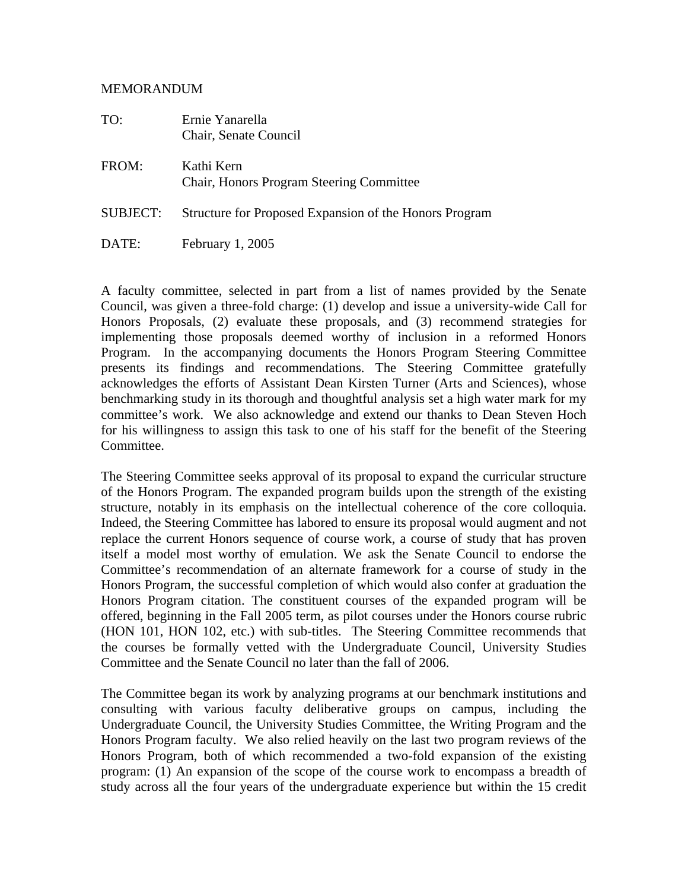MEMORANDUM

| | |
|---|---|
| TO: | Ernie Yanarella<br>Chair, Senate Council |
| FROM: | Kathi Kern<br>Chair, Honors Program Steering Committee |
| SUBJECT: | Structure for Proposed Expansion of the Honors Program |
| DATE: | February 1, 2005 |

A faculty committee, selected in part from a list of names provided by the Senate Council, was given a three-fold charge: (1) develop and issue a university-wide Call for Honors Proposals, (2) evaluate these proposals, and (3) recommend strategies for implementing those proposals deemed worthy of inclusion in a reformed Honors Program. In the accompanying documents the Honors Program Steering Committee presents its findings and recommendations. The Steering Committee gratefully acknowledges the efforts of Assistant Dean Kirsten Turner (Arts and Sciences), whose benchmarking study in its thorough and thoughtful analysis set a high water mark for my committee's work. We also acknowledge and extend our thanks to Dean Steven Hoch for his willingness to assign this task to one of his staff for the benefit of the Steering Committee.

The Steering Committee seeks approval of its proposal to expand the curricular structure of the Honors Program. The expanded program builds upon the strength of the existing structure, notably in its emphasis on the intellectual coherence of the core colloquia. Indeed, the Steering Committee has labored to ensure its proposal would augment and not replace the current Honors sequence of course work, a course of study that has proven itself a model most worthy of emulation. We ask the Senate Council to endorse the Committee's recommendation of an alternate framework for a course of study in the Honors Program, the successful completion of which would also confer at graduation the Honors Program citation. The constituent courses of the expanded program will be offered, beginning in the Fall 2005 term, as pilot courses under the Honors course rubric (HON 101, HON 102, etc.) with sub-titles. The Steering Committee recommends that the courses be formally vetted with the Undergraduate Council, University Studies Committee and the Senate Council no later than the fall of 2006.

The Committee began its work by analyzing programs at our benchmark institutions and consulting with various faculty deliberative groups on campus, including the Undergraduate Council, the University Studies Committee, the Writing Program and the Honors Program faculty. We also relied heavily on the last two program reviews of the Honors Program, both of which recommended a two-fold expansion of the existing program: (1) An expansion of the scope of the course work to encompass a breadth of study across all the four years of the undergraduate experience but within the 15 credit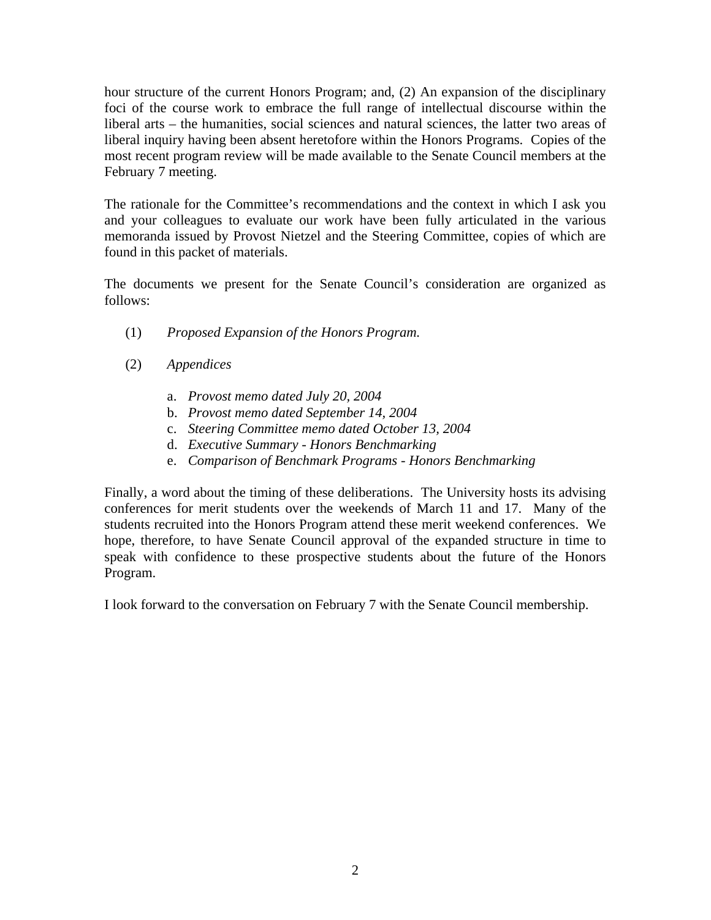hour structure of the current Honors Program; and, (2) An expansion of the disciplinary foci of the course work to embrace the full range of intellectual discourse within the liberal arts – the humanities, social sciences and natural sciences, the latter two areas of liberal inquiry having been absent heretofore within the Honors Programs. Copies of the most recent program review will be made available to the Senate Council members at the February 7 meeting.

The rationale for the Committee's recommendations and the context in which I ask you and your colleagues to evaluate our work have been fully articulated in the various memoranda issued by Provost Nietzel and the Steering Committee, copies of which are found in this packet of materials.

The documents we present for the Senate Council's consideration are organized as follows:

(1) *Proposed Expansion of the Honors Program.*

(2) *Appendices*

   a. *Provost memo dated July 20, 2004*
   b. *Provost memo dated September 14, 2004*
   c. *Steering Committee memo dated October 13, 2004*
   d. *Executive Summary - Honors Benchmarking*
   e. *Comparison of Benchmark Programs - Honors Benchmarking*

Finally, a word about the timing of these deliberations. The University hosts its advising conferences for merit students over the weekends of March 11 and 17. Many of the students recruited into the Honors Program attend these merit weekend conferences. We hope, therefore, to have Senate Council approval of the expanded structure in time to speak with confidence to these prospective students about the future of the Honors Program.

I look forward to the conversation on February 7 with the Senate Council membership.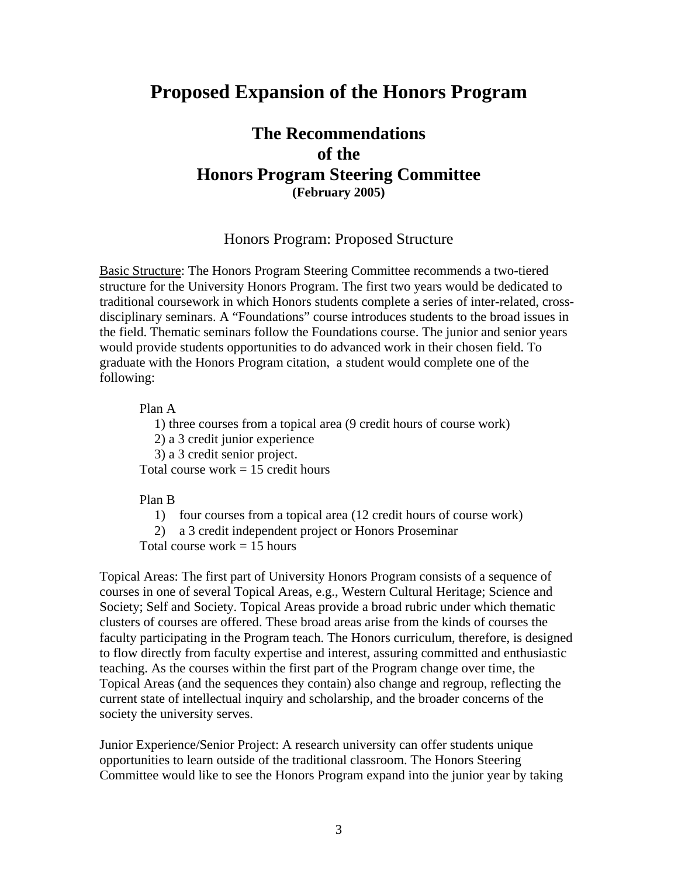# Proposed Expansion of the Honors Program

## The Recommendations of the Honors Program Steering Committee

**(February 2005)**

### Honors Program: Proposed Structure

Basic Structure: The Honors Program Steering Committee recommends a two-tiered structure for the University Honors Program. The first two years would be dedicated to traditional coursework in which Honors students complete a series of inter-related, cross-disciplinary seminars. A "Foundations" course introduces students to the broad issues in the field. Thematic seminars follow the Foundations course. The junior and senior years would provide students opportunities to do advanced work in their chosen field. To graduate with the Honors Program citation, a student would complete one of the following:

Plan A

1) three courses from a topical area (9 credit hours of course work)
2) a 3 credit junior experience
3) a 3 credit senior project.

Total course work = 15 credit hours

Plan B

1) four courses from a topical area (12 credit hours of course work)
2) a 3 credit independent project or Honors Proseminar

Total course work = 15 hours

Topical Areas: The first part of University Honors Program consists of a sequence of courses in one of several Topical Areas, e.g., Western Cultural Heritage; Science and Society; Self and Society. Topical Areas provide a broad rubric under which thematic clusters of courses are offered. These broad areas arise from the kinds of courses the faculty participating in the Program teach. The Honors curriculum, therefore, is designed to flow directly from faculty expertise and interest, assuring committed and enthusiastic teaching. As the courses within the first part of the Program change over time, the Topical Areas (and the sequences they contain) also change and regroup, reflecting the current state of intellectual inquiry and scholarship, and the broader concerns of the society the university serves.

Junior Experience/Senior Project: A research university can offer students unique opportunities to learn outside of the traditional classroom. The Honors Steering Committee would like to see the Honors Program expand into the junior year by taking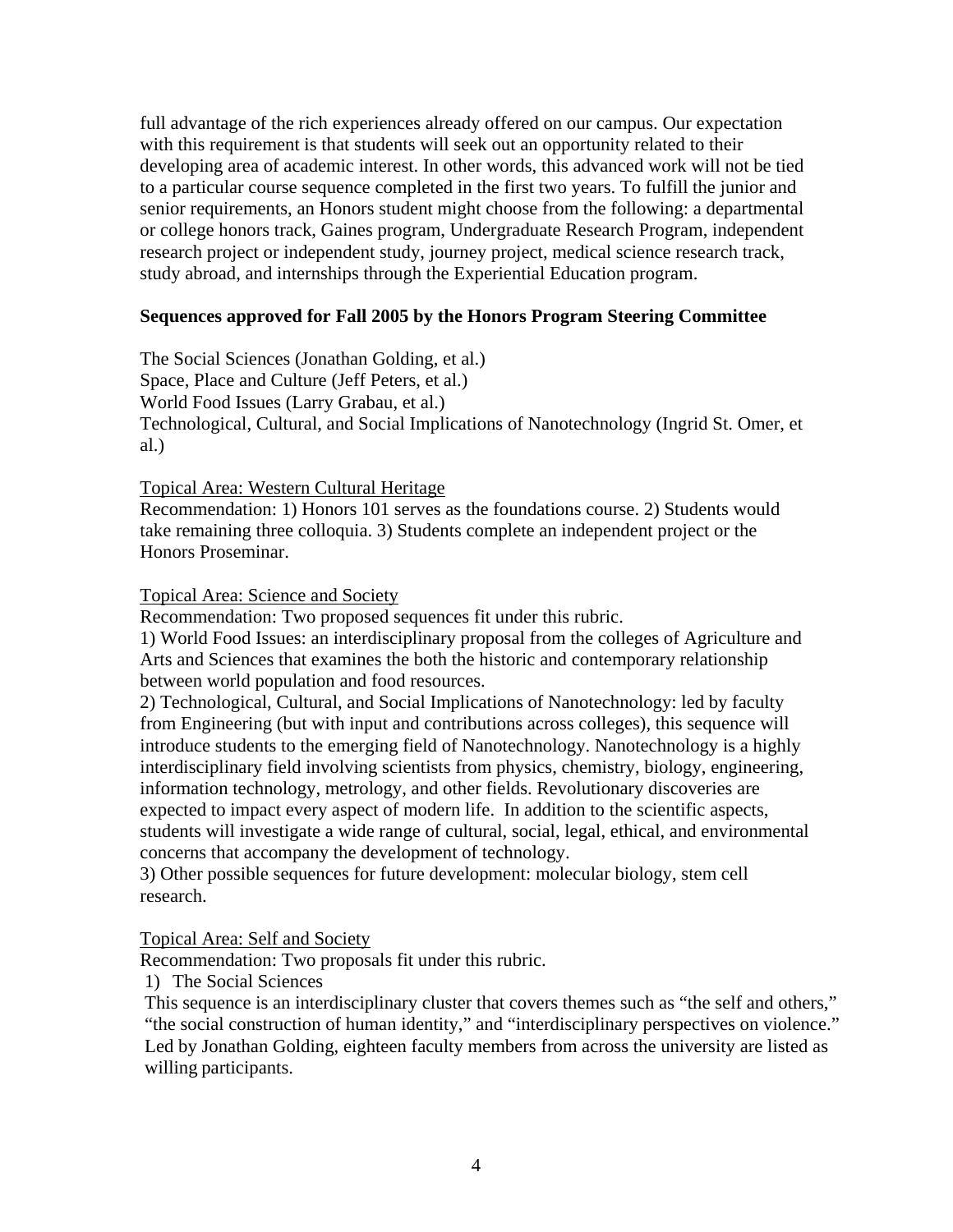full advantage of the rich experiences already offered on our campus. Our expectation with this requirement is that students will seek out an opportunity related to their developing area of academic interest. In other words, this advanced work will not be tied to a particular course sequence completed in the first two years. To fulfill the junior and senior requirements, an Honors student might choose from the following: a departmental or college honors track, Gaines program, Undergraduate Research Program, independent research project or independent study, journey project, medical science research track, study abroad, and internships through the Experiential Education program.

**Sequences approved for Fall 2005 by the Honors Program Steering Committee**

The Social Sciences (Jonathan Golding, et al.)
Space, Place and Culture (Jeff Peters, et al.)
World Food Issues (Larry Grabau, et al.)
Technological, Cultural, and Social Implications of Nanotechnology (Ingrid St. Omer, et al.)

<u>Topical Area: Western Cultural Heritage</u>
Recommendation: 1) Honors 101 serves as the foundations course. 2) Students would take remaining three colloquia. 3) Students complete an independent project or the Honors Proseminar.

<u>Topical Area: Science and Society</u>
Recommendation: Two proposed sequences fit under this rubric.
1) World Food Issues: an interdisciplinary proposal from the colleges of Agriculture and Arts and Sciences that examines the both the historic and contemporary relationship between world population and food resources.
2) Technological, Cultural, and Social Implications of Nanotechnology: led by faculty from Engineering (but with input and contributions across colleges), this sequence will introduce students to the emerging field of Nanotechnology. Nanotechnology is a highly interdisciplinary field involving scientists from physics, chemistry, biology, engineering, information technology, metrology, and other fields. Revolutionary discoveries are expected to impact every aspect of modern life. In addition to the scientific aspects, students will investigate a wide range of cultural, social, legal, ethical, and environmental concerns that accompany the development of technology.
3) Other possible sequences for future development: molecular biology, stem cell research.

<u>Topical Area: Self and Society</u>
Recommendation: Two proposals fit under this rubric.
1) The Social Sciences
This sequence is an interdisciplinary cluster that covers themes such as "the self and others," "the social construction of human identity," and "interdisciplinary perspectives on violence." Led by Jonathan Golding, eighteen faculty members from across the university are listed as willing participants.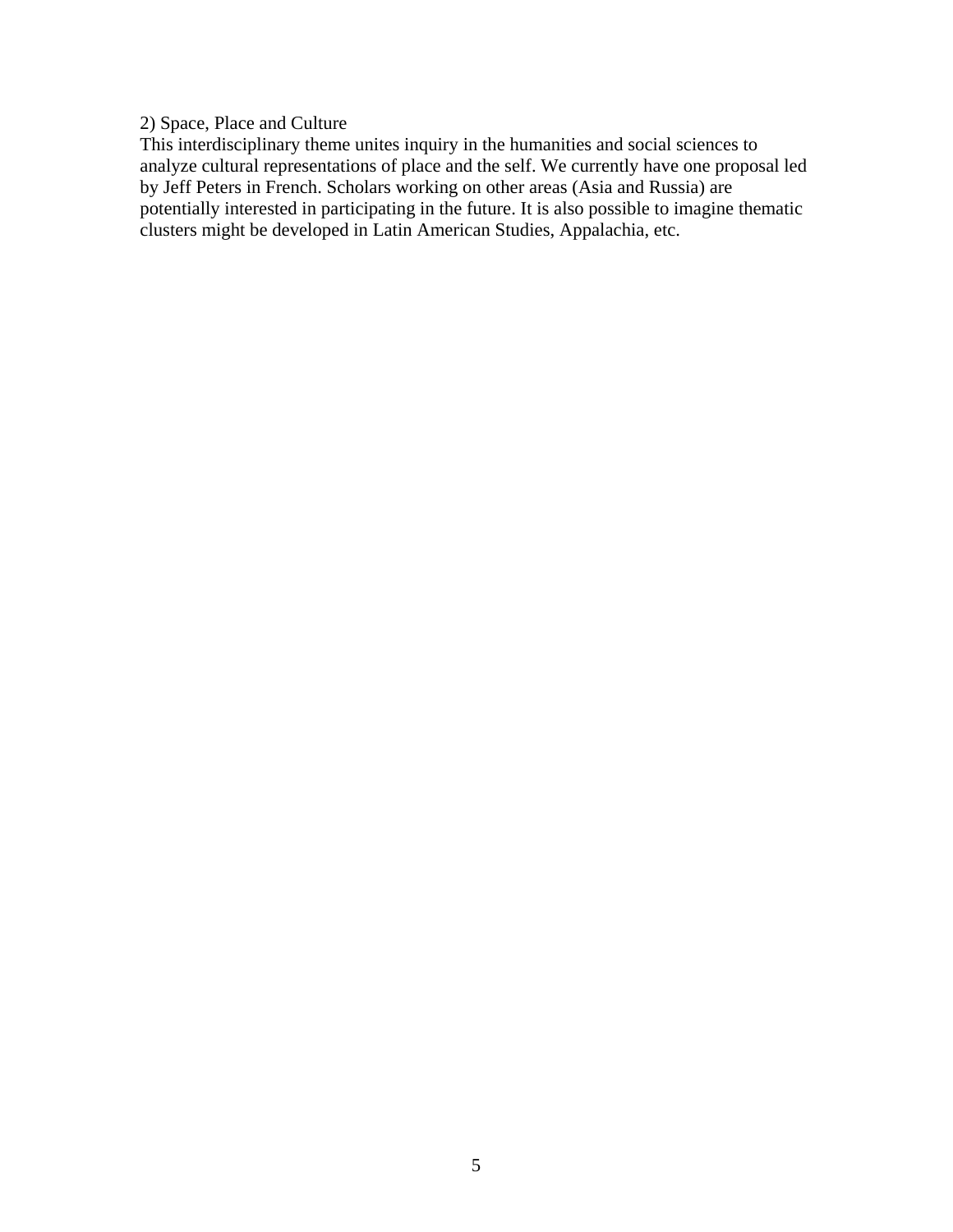2) Space, Place and Culture

This interdisciplinary theme unites inquiry in the humanities and social sciences to analyze cultural representations of place and the self. We currently have one proposal led by Jeff Peters in French. Scholars working on other areas (Asia and Russia) are potentially interested in participating in the future. It is also possible to imagine thematic clusters might be developed in Latin American Studies, Appalachia, etc.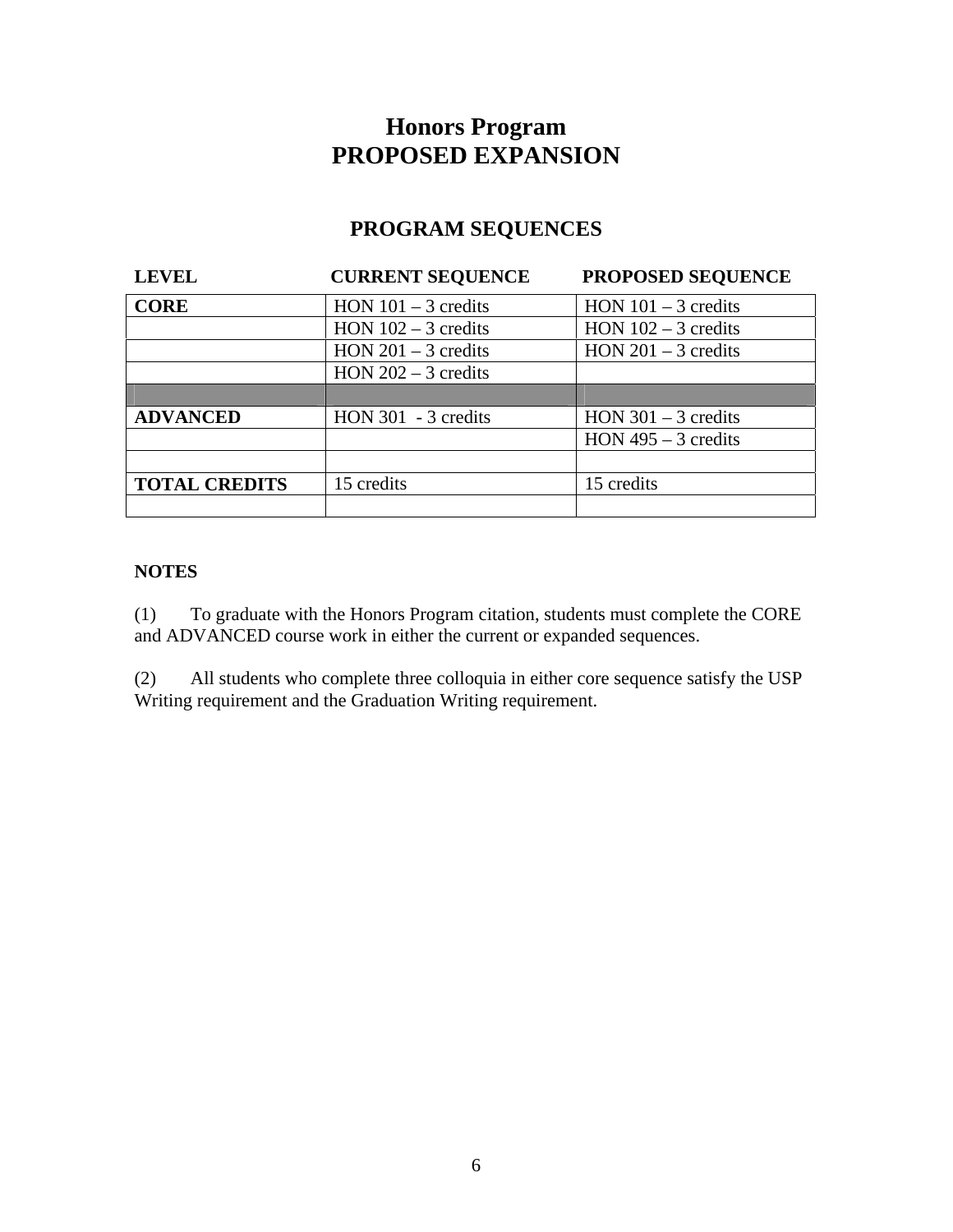# Honors Program
# PROPOSED EXPANSION

## PROGRAM SEQUENCES

| LEVEL | CURRENT SEQUENCE | PROPOSED SEQUENCE |
|---|---|---|
| **CORE** | HON 101 – 3 credits | HON 101 – 3 credits |
| | HON 102 – 3 credits | HON 102 – 3 credits |
| | HON 201 – 3 credits | HON 201 – 3 credits |
| | HON 202 – 3 credits | |
| | | |
| **ADVANCED** | HON 301 - 3 credits | HON 301 – 3 credits |
| | | HON 495 – 3 credits |
| | | |
| **TOTAL CREDITS** | 15 credits | 15 credits |
| | | |

**NOTES**

(1) To graduate with the Honors Program citation, students must complete the CORE and ADVANCED course work in either the current or expanded sequences.

(2) All students who complete three colloquia in either core sequence satisfy the USP Writing requirement and the Graduation Writing requirement.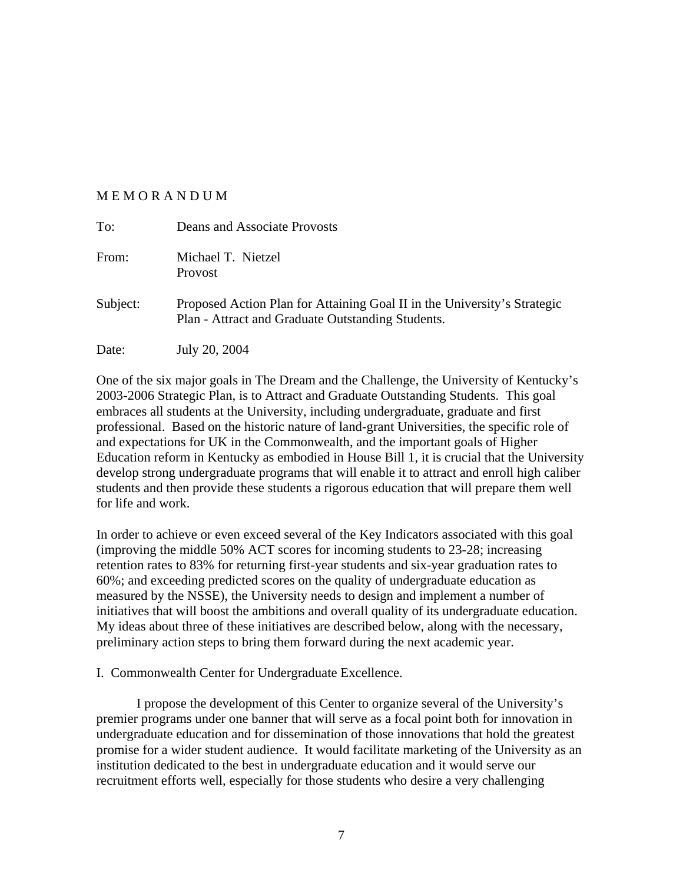M E M O R A N D U M

| | |
|---|---|
| To: | Deans and Associate Provosts |
| From: | Michael T. Nietzel<br>Provost |
| Subject: | Proposed Action Plan for Attaining Goal II in the University's Strategic Plan - Attract and Graduate Outstanding Students. |
| Date: | July 20, 2004 |

One of the six major goals in The Dream and the Challenge, the University of Kentucky's 2003-2006 Strategic Plan, is to Attract and Graduate Outstanding Students. This goal embraces all students at the University, including undergraduate, graduate and first professional. Based on the historic nature of land-grant Universities, the specific role of and expectations for UK in the Commonwealth, and the important goals of Higher Education reform in Kentucky as embodied in House Bill 1, it is crucial that the University develop strong undergraduate programs that will enable it to attract and enroll high caliber students and then provide these students a rigorous education that will prepare them well for life and work.

In order to achieve or even exceed several of the Key Indicators associated with this goal (improving the middle 50% ACT scores for incoming students to 23-28; increasing retention rates to 83% for returning first-year students and six-year graduation rates to 60%; and exceeding predicted scores on the quality of undergraduate education as measured by the NSSE), the University needs to design and implement a number of initiatives that will boost the ambitions and overall quality of its undergraduate education. My ideas about three of these initiatives are described below, along with the necessary, preliminary action steps to bring them forward during the next academic year.

I. Commonwealth Center for Undergraduate Excellence.

I propose the development of this Center to organize several of the University's premier programs under one banner that will serve as a focal point both for innovation in undergraduate education and for dissemination of those innovations that hold the greatest promise for a wider student audience. It would facilitate marketing of the University as an institution dedicated to the best in undergraduate education and it would serve our recruitment efforts well, especially for those students who desire a very challenging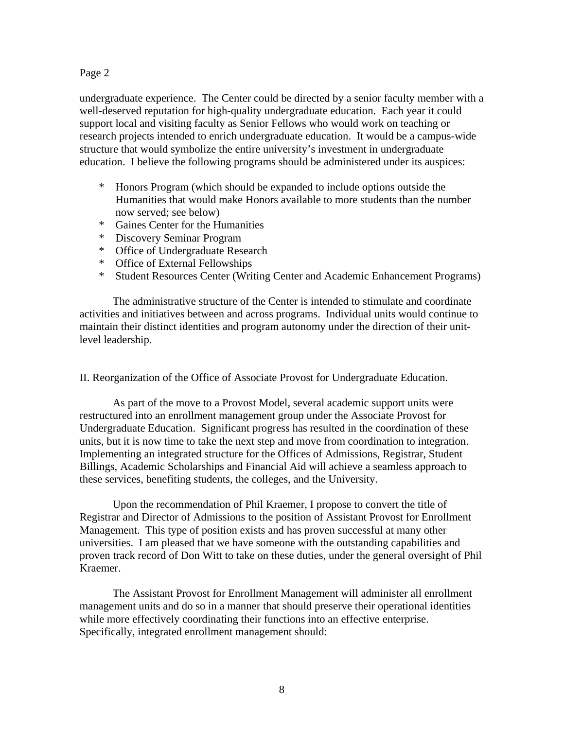undergraduate experience. The Center could be directed by a senior faculty member with a well-deserved reputation for high-quality undergraduate education. Each year it could support local and visiting faculty as Senior Fellows who would work on teaching or research projects intended to enrich undergraduate education. It would be a campus-wide structure that would symbolize the entire university's investment in undergraduate education. I believe the following programs should be administered under its auspices:

* Honors Program (which should be expanded to include options outside the Humanities that would make Honors available to more students than the number now served; see below)
* Gaines Center for the Humanities
* Discovery Seminar Program
* Office of Undergraduate Research
* Office of External Fellowships
* Student Resources Center (Writing Center and Academic Enhancement Programs)

The administrative structure of the Center is intended to stimulate and coordinate activities and initiatives between and across programs. Individual units would continue to maintain their distinct identities and program autonomy under the direction of their unit-level leadership.

## II. Reorganization of the Office of Associate Provost for Undergraduate Education.

As part of the move to a Provost Model, several academic support units were restructured into an enrollment management group under the Associate Provost for Undergraduate Education. Significant progress has resulted in the coordination of these units, but it is now time to take the next step and move from coordination to integration. Implementing an integrated structure for the Offices of Admissions, Registrar, Student Billings, Academic Scholarships and Financial Aid will achieve a seamless approach to these services, benefiting students, the colleges, and the University.

Upon the recommendation of Phil Kraemer, I propose to convert the title of Registrar and Director of Admissions to the position of Assistant Provost for Enrollment Management. This type of position exists and has proven successful at many other universities. I am pleased that we have someone with the outstanding capabilities and proven track record of Don Witt to take on these duties, under the general oversight of Phil Kraemer.

The Assistant Provost for Enrollment Management will administer all enrollment management units and do so in a manner that should preserve their operational identities while more effectively coordinating their functions into an effective enterprise. Specifically, integrated enrollment management should: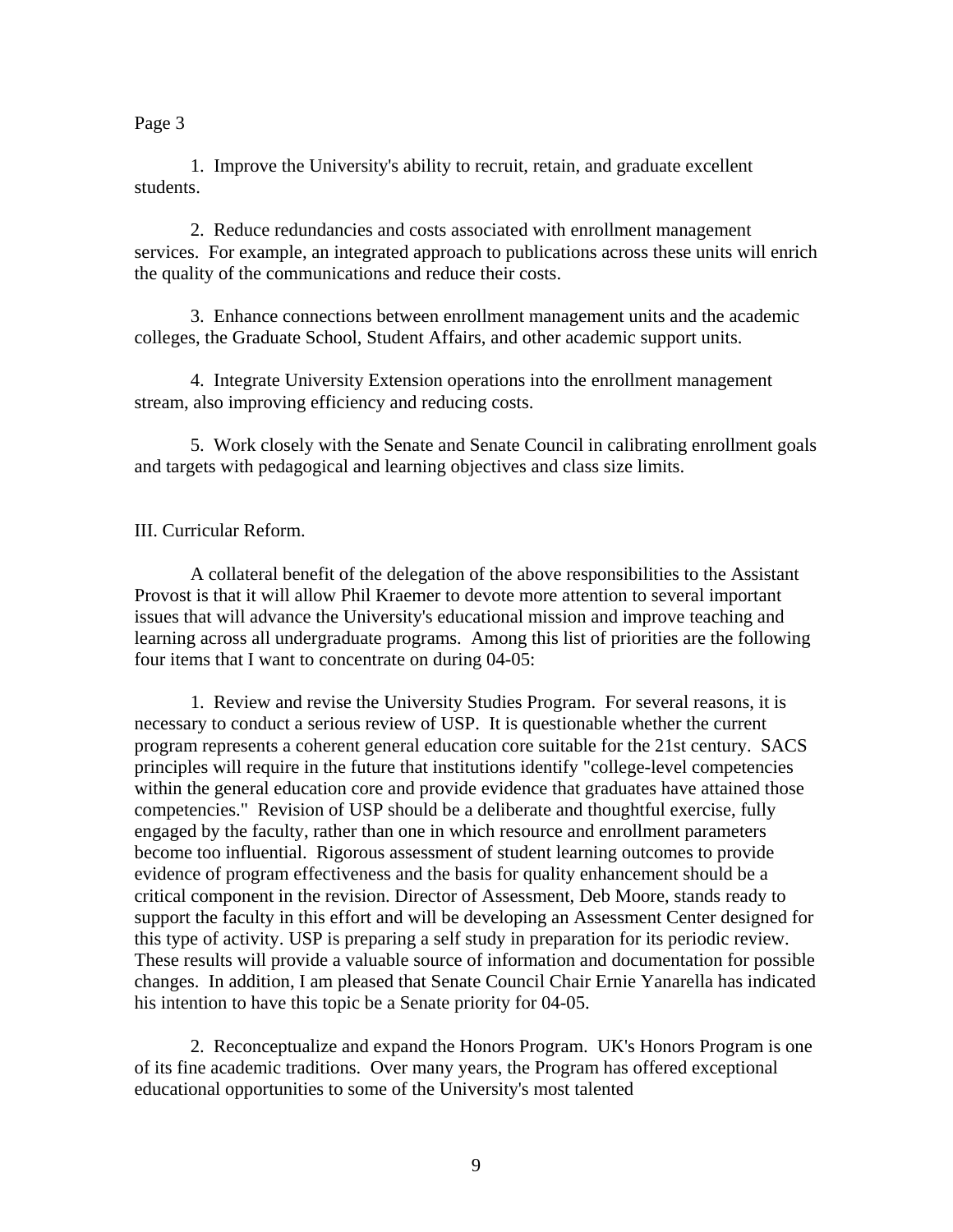Page 3

1. Improve the University's ability to recruit, retain, and graduate excellent students.

2. Reduce redundancies and costs associated with enrollment management services. For example, an integrated approach to publications across these units will enrich the quality of the communications and reduce their costs.

3. Enhance connections between enrollment management units and the academic colleges, the Graduate School, Student Affairs, and other academic support units.

4. Integrate University Extension operations into the enrollment management stream, also improving efficiency and reducing costs.

5. Work closely with the Senate and Senate Council in calibrating enrollment goals and targets with pedagogical and learning objectives and class size limits.

## III. Curricular Reform.

A collateral benefit of the delegation of the above responsibilities to the Assistant Provost is that it will allow Phil Kraemer to devote more attention to several important issues that will advance the University's educational mission and improve teaching and learning across all undergraduate programs. Among this list of priorities are the following four items that I want to concentrate on during 04-05:

1. Review and revise the University Studies Program. For several reasons, it is necessary to conduct a serious review of USP. It is questionable whether the current program represents a coherent general education core suitable for the 21st century. SACS principles will require in the future that institutions identify "college-level competencies within the general education core and provide evidence that graduates have attained those competencies." Revision of USP should be a deliberate and thoughtful exercise, fully engaged by the faculty, rather than one in which resource and enrollment parameters become too influential. Rigorous assessment of student learning outcomes to provide evidence of program effectiveness and the basis for quality enhancement should be a critical component in the revision. Director of Assessment, Deb Moore, stands ready to support the faculty in this effort and will be developing an Assessment Center designed for this type of activity. USP is preparing a self study in preparation for its periodic review. These results will provide a valuable source of information and documentation for possible changes. In addition, I am pleased that Senate Council Chair Ernie Yanarella has indicated his intention to have this topic be a Senate priority for 04-05.

2. Reconceptualize and expand the Honors Program. UK's Honors Program is one of its fine academic traditions. Over many years, the Program has offered exceptional educational opportunities to some of the University's most talented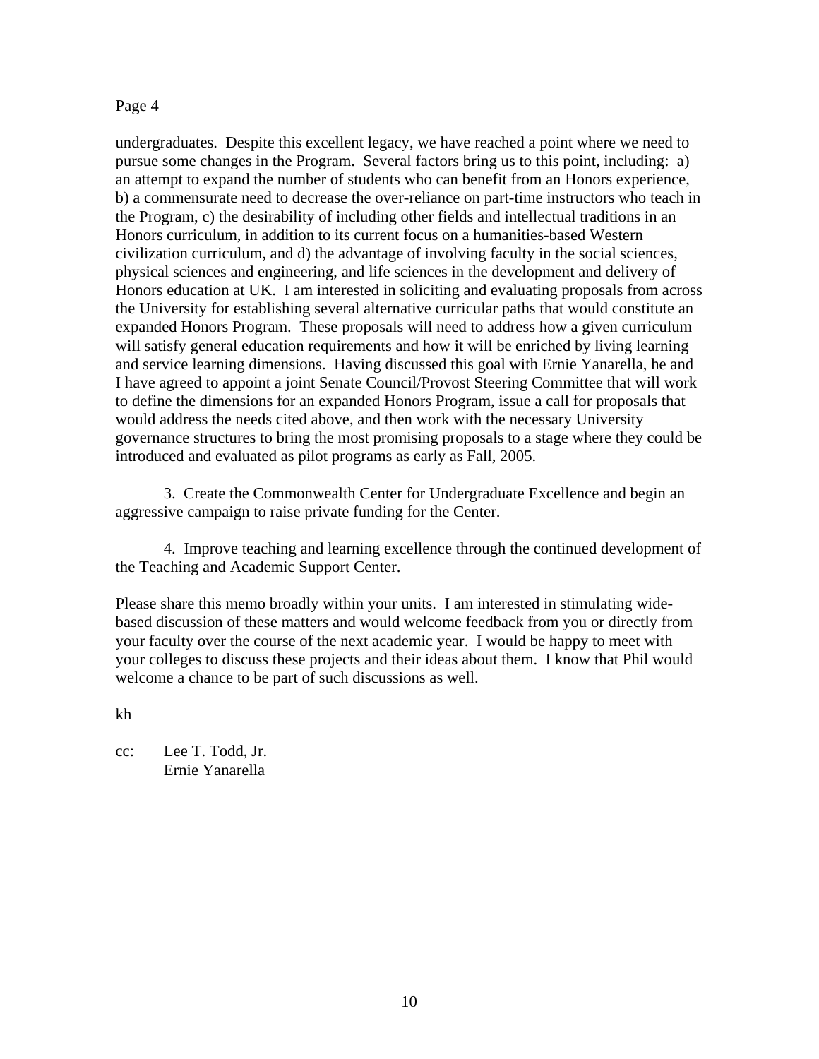undergraduates. Despite this excellent legacy, we have reached a point where we need to pursue some changes in the Program. Several factors bring us to this point, including: a) an attempt to expand the number of students who can benefit from an Honors experience, b) a commensurate need to decrease the over-reliance on part-time instructors who teach in the Program, c) the desirability of including other fields and intellectual traditions in an Honors curriculum, in addition to its current focus on a humanities-based Western civilization curriculum, and d) the advantage of involving faculty in the social sciences, physical sciences and engineering, and life sciences in the development and delivery of Honors education at UK. I am interested in soliciting and evaluating proposals from across the University for establishing several alternative curricular paths that would constitute an expanded Honors Program. These proposals will need to address how a given curriculum will satisfy general education requirements and how it will be enriched by living learning and service learning dimensions. Having discussed this goal with Ernie Yanarella, he and I have agreed to appoint a joint Senate Council/Provost Steering Committee that will work to define the dimensions for an expanded Honors Program, issue a call for proposals that would address the needs cited above, and then work with the necessary University governance structures to bring the most promising proposals to a stage where they could be introduced and evaluated as pilot programs as early as Fall, 2005.

3. Create the Commonwealth Center for Undergraduate Excellence and begin an aggressive campaign to raise private funding for the Center.

4. Improve teaching and learning excellence through the continued development of the Teaching and Academic Support Center.

Please share this memo broadly within your units. I am interested in stimulating wide-based discussion of these matters and would welcome feedback from you or directly from your faculty over the course of the next academic year. I would be happy to meet with your colleges to discuss these projects and their ideas about them. I know that Phil would welcome a chance to be part of such discussions as well.

kh

cc: Lee T. Todd, Jr.
Ernie Yanarella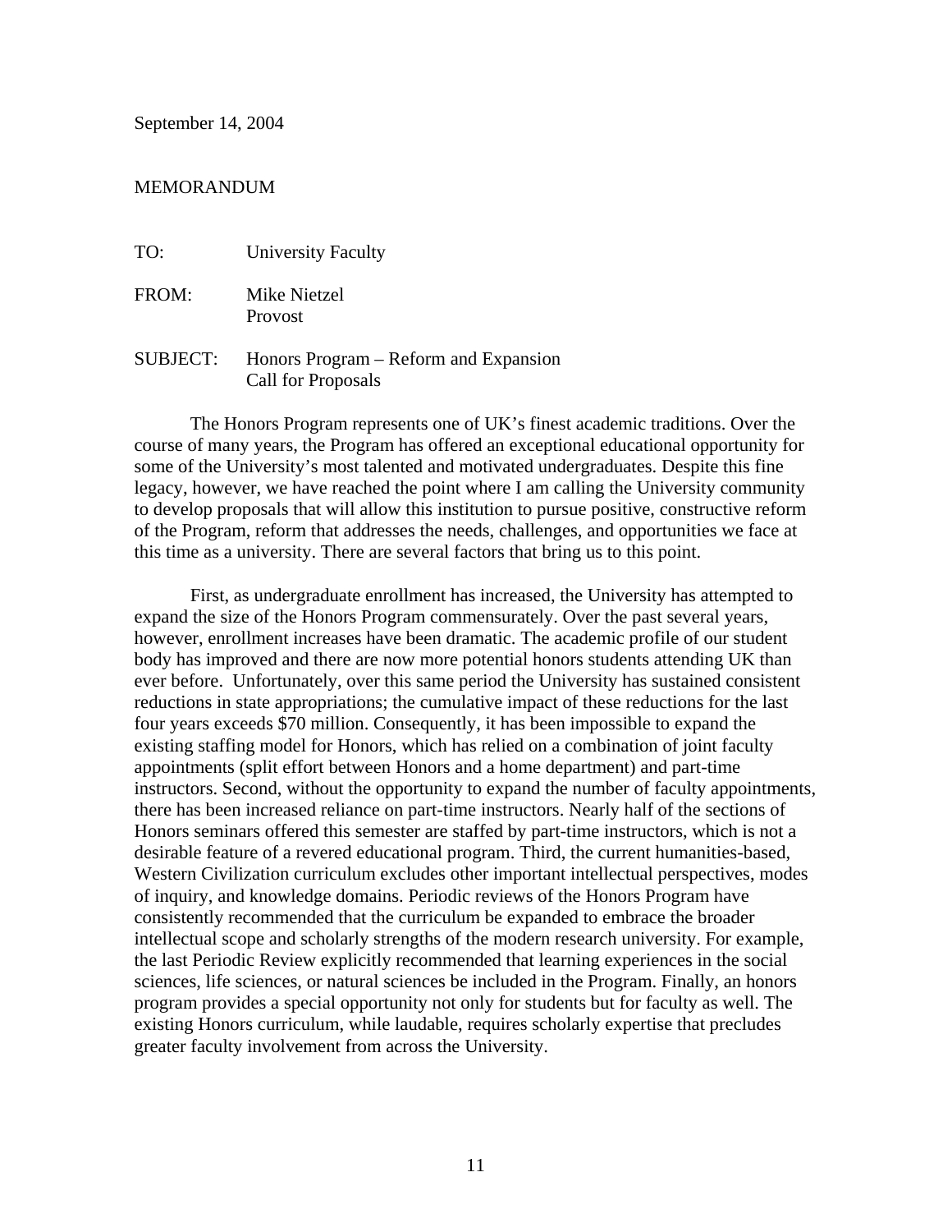September 14, 2004

MEMORANDUM

TO: University Faculty

FROM: Mike Nietzel  
Provost

SUBJECT: Honors Program – Reform and Expansion  
Call for Proposals

The Honors Program represents one of UK's finest academic traditions. Over the course of many years, the Program has offered an exceptional educational opportunity for some of the University's most talented and motivated undergraduates. Despite this fine legacy, however, we have reached the point where I am calling the University community to develop proposals that will allow this institution to pursue positive, constructive reform of the Program, reform that addresses the needs, challenges, and opportunities we face at this time as a university. There are several factors that bring us to this point.

First, as undergraduate enrollment has increased, the University has attempted to expand the size of the Honors Program commensurately. Over the past several years, however, enrollment increases have been dramatic. The academic profile of our student body has improved and there are now more potential honors students attending UK than ever before. Unfortunately, over this same period the University has sustained consistent reductions in state appropriations; the cumulative impact of these reductions for the last four years exceeds $70 million. Consequently, it has been impossible to expand the existing staffing model for Honors, which has relied on a combination of joint faculty appointments (split effort between Honors and a home department) and part-time instructors. Second, without the opportunity to expand the number of faculty appointments, there has been increased reliance on part-time instructors. Nearly half of the sections of Honors seminars offered this semester are staffed by part-time instructors, which is not a desirable feature of a revered educational program. Third, the current humanities-based, Western Civilization curriculum excludes other important intellectual perspectives, modes of inquiry, and knowledge domains. Periodic reviews of the Honors Program have consistently recommended that the curriculum be expanded to embrace the broader intellectual scope and scholarly strengths of the modern research university. For example, the last Periodic Review explicitly recommended that learning experiences in the social sciences, life sciences, or natural sciences be included in the Program. Finally, an honors program provides a special opportunity not only for students but for faculty as well. The existing Honors curriculum, while laudable, requires scholarly expertise that precludes greater faculty involvement from across the University.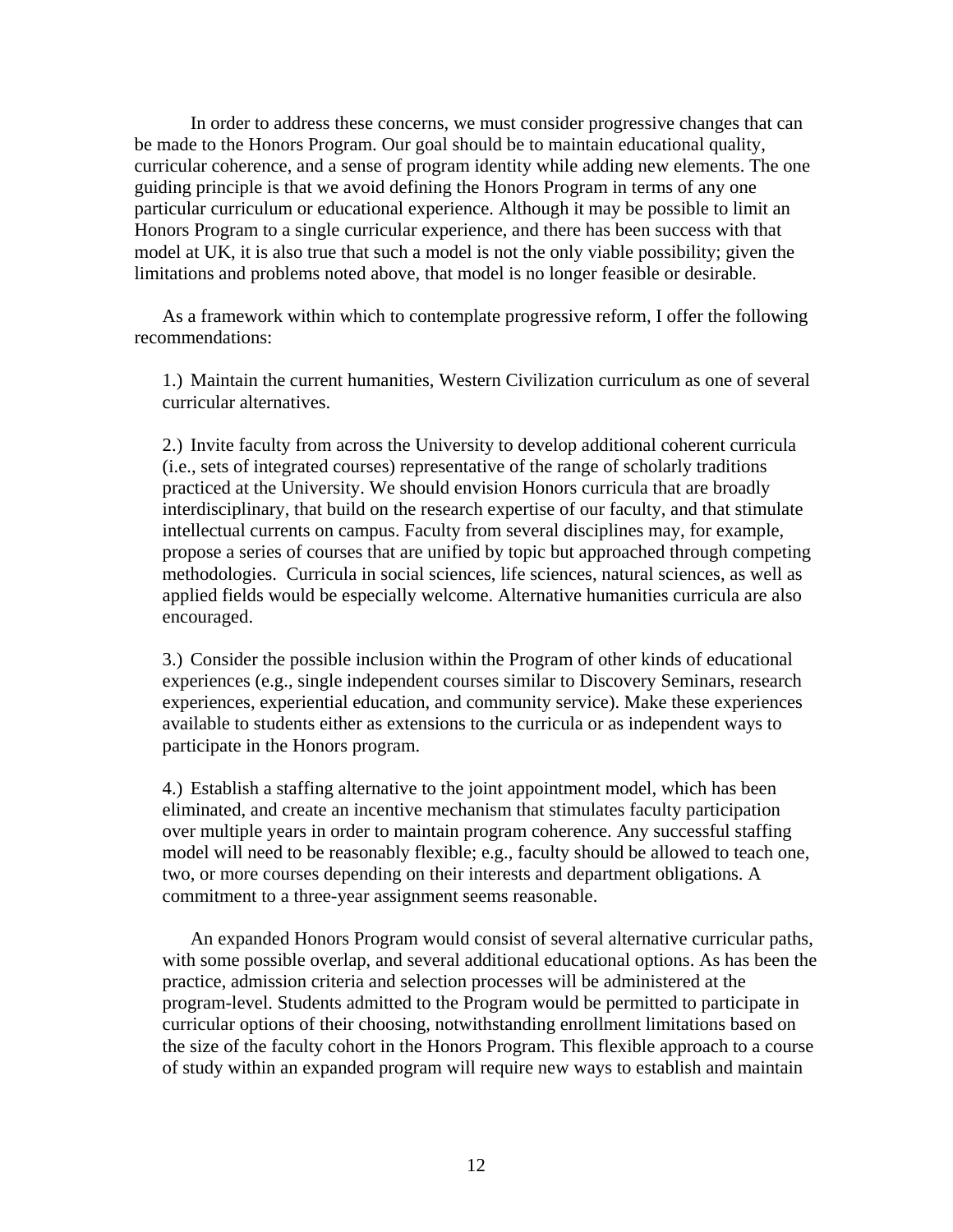In order to address these concerns, we must consider progressive changes that can be made to the Honors Program. Our goal should be to maintain educational quality, curricular coherence, and a sense of program identity while adding new elements. The one guiding principle is that we avoid defining the Honors Program in terms of any one particular curriculum or educational experience. Although it may be possible to limit an Honors Program to a single curricular experience, and there has been success with that model at UK, it is also true that such a model is not the only viable possibility; given the limitations and problems noted above, that model is no longer feasible or desirable.

As a framework within which to contemplate progressive reform, I offer the following recommendations:

1.) Maintain the current humanities, Western Civilization curriculum as one of several curricular alternatives.

2.) Invite faculty from across the University to develop additional coherent curricula (i.e., sets of integrated courses) representative of the range of scholarly traditions practiced at the University. We should envision Honors curricula that are broadly interdisciplinary, that build on the research expertise of our faculty, and that stimulate intellectual currents on campus. Faculty from several disciplines may, for example, propose a series of courses that are unified by topic but approached through competing methodologies. Curricula in social sciences, life sciences, natural sciences, as well as applied fields would be especially welcome. Alternative humanities curricula are also encouraged.

3.) Consider the possible inclusion within the Program of other kinds of educational experiences (e.g., single independent courses similar to Discovery Seminars, research experiences, experiential education, and community service). Make these experiences available to students either as extensions to the curricula or as independent ways to participate in the Honors program.

4.) Establish a staffing alternative to the joint appointment model, which has been eliminated, and create an incentive mechanism that stimulates faculty participation over multiple years in order to maintain program coherence. Any successful staffing model will need to be reasonably flexible; e.g., faculty should be allowed to teach one, two, or more courses depending on their interests and department obligations. A commitment to a three-year assignment seems reasonable.

An expanded Honors Program would consist of several alternative curricular paths, with some possible overlap, and several additional educational options. As has been the practice, admission criteria and selection processes will be administered at the program-level. Students admitted to the Program would be permitted to participate in curricular options of their choosing, notwithstanding enrollment limitations based on the size of the faculty cohort in the Honors Program. This flexible approach to a course of study within an expanded program will require new ways to establish and maintain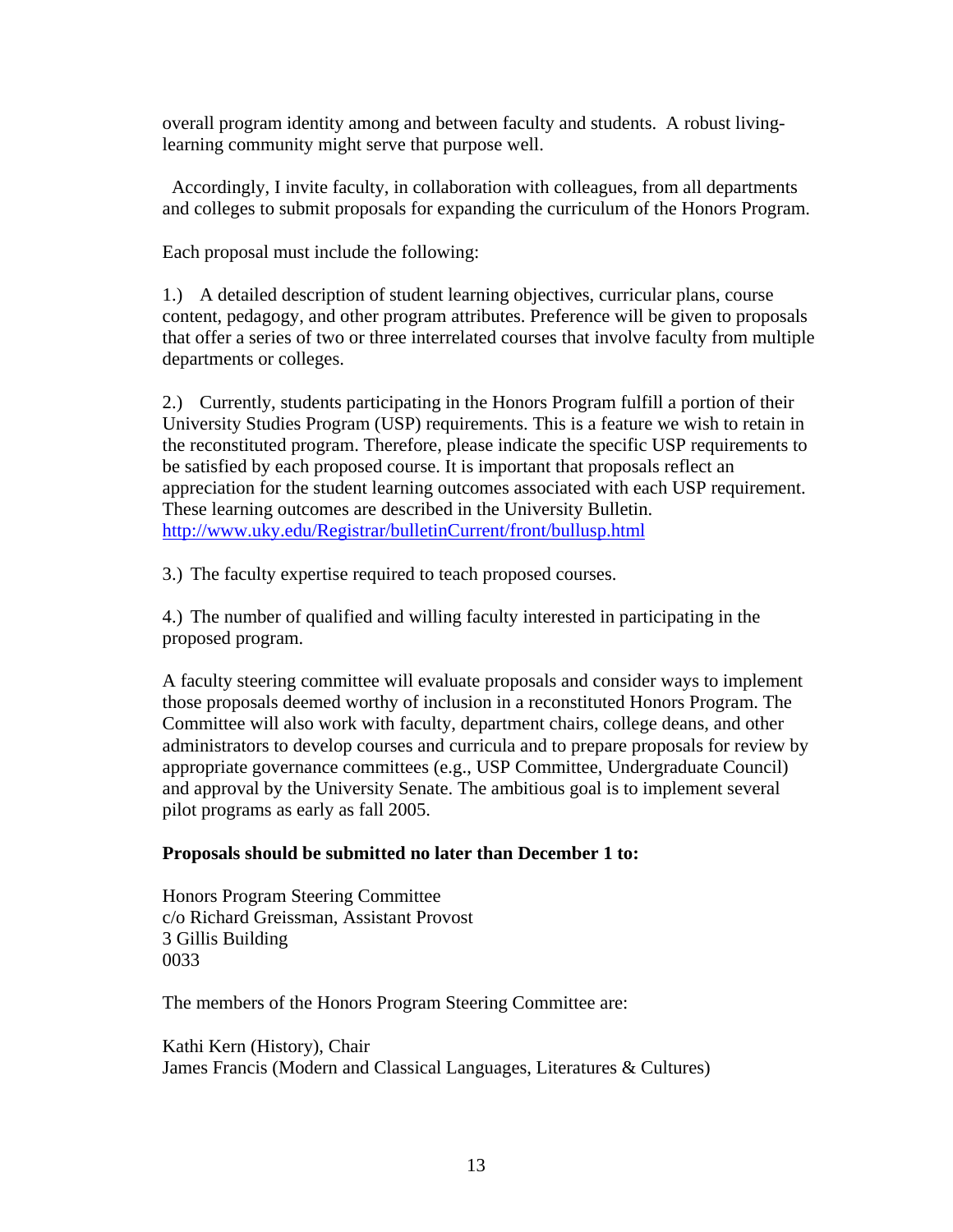overall program identity among and between faculty and students. A robust living-learning community might serve that purpose well.

Accordingly, I invite faculty, in collaboration with colleagues, from all departments and colleges to submit proposals for expanding the curriculum of the Honors Program.

Each proposal must include the following:

1.) A detailed description of student learning objectives, curricular plans, course content, pedagogy, and other program attributes. Preference will be given to proposals that offer a series of two or three interrelated courses that involve faculty from multiple departments or colleges.

2.) Currently, students participating in the Honors Program fulfill a portion of their University Studies Program (USP) requirements. This is a feature we wish to retain in the reconstituted program. Therefore, please indicate the specific USP requirements to be satisfied by each proposed course. It is important that proposals reflect an appreciation for the student learning outcomes associated with each USP requirement. These learning outcomes are described in the University Bulletin. http://www.uky.edu/Registrar/bulletinCurrent/front/bullusp.html

3.) The faculty expertise required to teach proposed courses.

4.) The number of qualified and willing faculty interested in participating in the proposed program.

A faculty steering committee will evaluate proposals and consider ways to implement those proposals deemed worthy of inclusion in a reconstituted Honors Program. The Committee will also work with faculty, department chairs, college deans, and other administrators to develop courses and curricula and to prepare proposals for review by appropriate governance committees (e.g., USP Committee, Undergraduate Council) and approval by the University Senate. The ambitious goal is to implement several pilot programs as early as fall 2005.

**Proposals should be submitted no later than December 1 to:**

Honors Program Steering Committee
c/o Richard Greissman, Assistant Provost
3 Gillis Building
0033

The members of the Honors Program Steering Committee are:

Kathi Kern (History), Chair
James Francis (Modern and Classical Languages, Literatures & Cultures)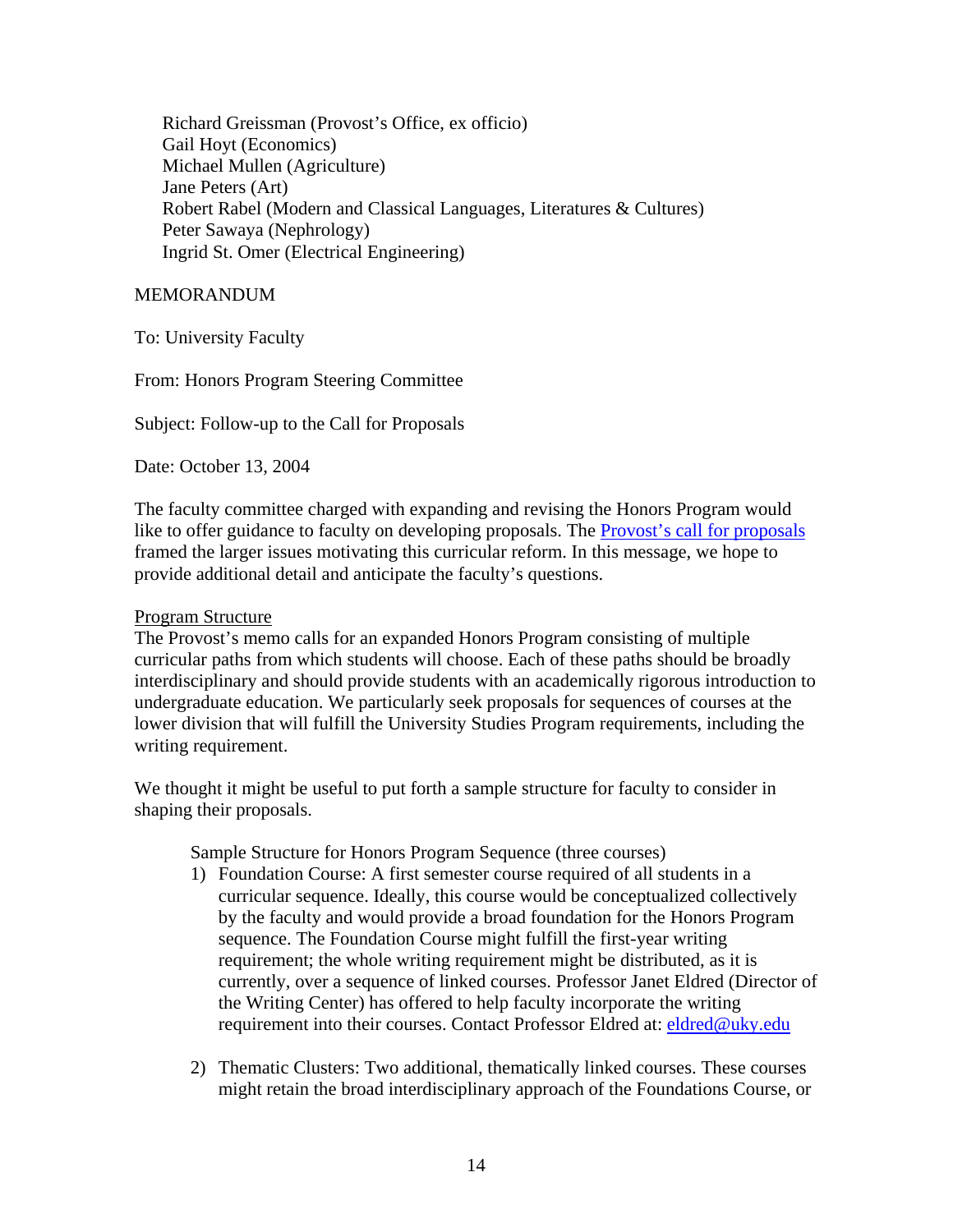Richard Greissman (Provost's Office, ex officio)
Gail Hoyt (Economics)
Michael Mullen (Agriculture)
Jane Peters (Art)
Robert Rabel (Modern and Classical Languages, Literatures & Cultures)
Peter Sawaya (Nephrology)
Ingrid St. Omer (Electrical Engineering)

MEMORANDUM

To: University Faculty

From: Honors Program Steering Committee

Subject: Follow-up to the Call for Proposals

Date: October 13, 2004

The faculty committee charged with expanding and revising the Honors Program would like to offer guidance to faculty on developing proposals. The Provost's call for proposals framed the larger issues motivating this curricular reform. In this message, we hope to provide additional detail and anticipate the faculty's questions.

<u>Program Structure</u>

The Provost's memo calls for an expanded Honors Program consisting of multiple curricular paths from which students will choose. Each of these paths should be broadly interdisciplinary and should provide students with an academically rigorous introduction to undergraduate education. We particularly seek proposals for sequences of courses at the lower division that will fulfill the University Studies Program requirements, including the writing requirement.

We thought it might be useful to put forth a sample structure for faculty to consider in shaping their proposals.

Sample Structure for Honors Program Sequence (three courses)

1) Foundation Course: A first semester course required of all students in a curricular sequence. Ideally, this course would be conceptualized collectively by the faculty and would provide a broad foundation for the Honors Program sequence. The Foundation Course might fulfill the first-year writing requirement; the whole writing requirement might be distributed, as it is currently, over a sequence of linked courses. Professor Janet Eldred (Director of the Writing Center) has offered to help faculty incorporate the writing requirement into their courses. Contact Professor Eldred at: eldred@uky.edu

2) Thematic Clusters: Two additional, thematically linked courses. These courses might retain the broad interdisciplinary approach of the Foundations Course, or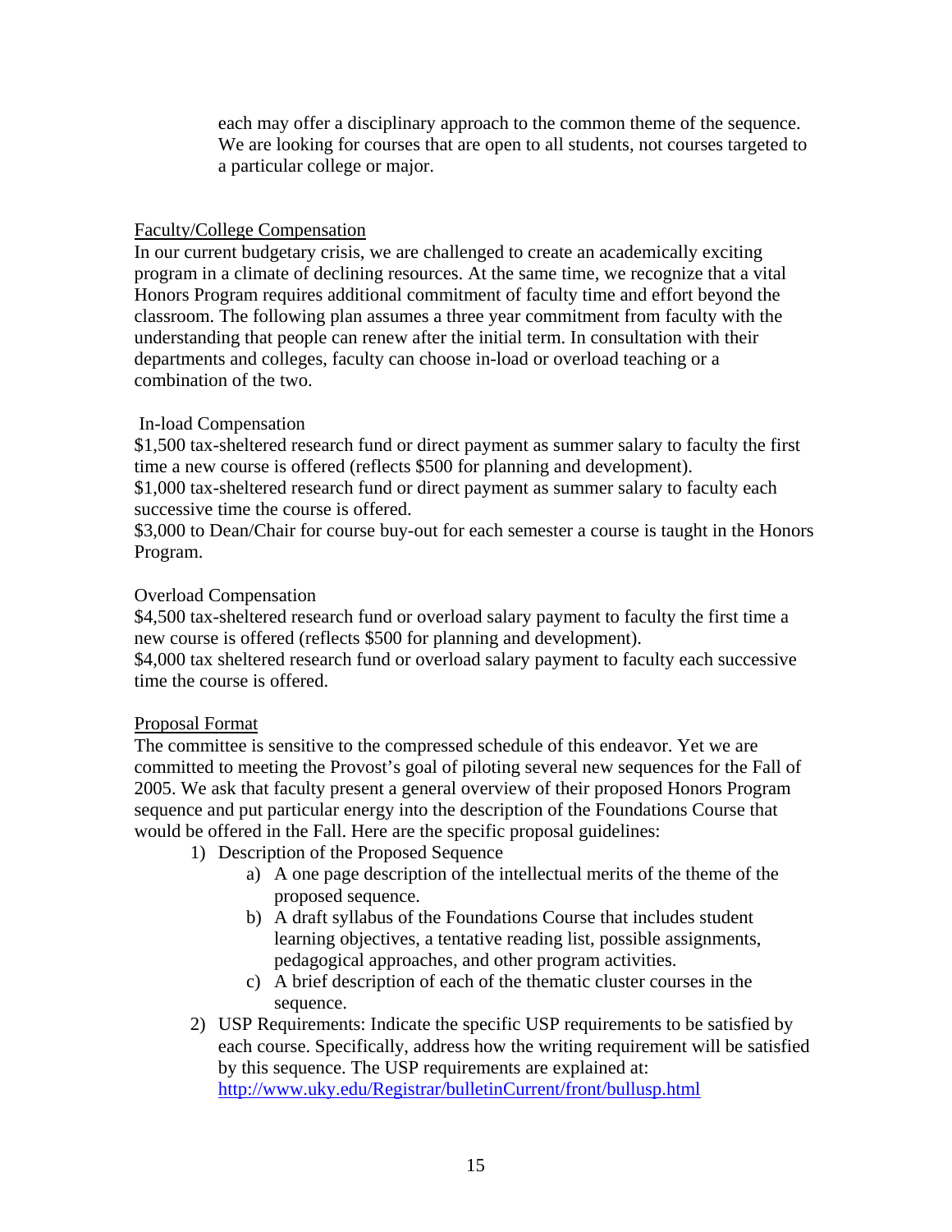each may offer a disciplinary approach to the common theme of the sequence. We are looking for courses that are open to all students, not courses targeted to a particular college or major.

<u>Faculty/College Compensation</u>

In our current budgetary crisis, we are challenged to create an academically exciting program in a climate of declining resources. At the same time, we recognize that a vital Honors Program requires additional commitment of faculty time and effort beyond the classroom. The following plan assumes a three year commitment from faculty with the understanding that people can renew after the initial term. In consultation with their departments and colleges, faculty can choose in-load or overload teaching or a combination of the two.

In-load Compensation

$1,500 tax-sheltered research fund or direct payment as summer salary to faculty the first time a new course is offered (reflects $500 for planning and development).

$1,000 tax-sheltered research fund or direct payment as summer salary to faculty each successive time the course is offered.

$3,000 to Dean/Chair for course buy-out for each semester a course is taught in the Honors Program.

Overload Compensation

$4,500 tax-sheltered research fund or overload salary payment to faculty the first time a new course is offered (reflects $500 for planning and development).

$4,000 tax sheltered research fund or overload salary payment to faculty each successive time the course is offered.

<u>Proposal Format</u>

The committee is sensitive to the compressed schedule of this endeavor. Yet we are committed to meeting the Provost's goal of piloting several new sequences for the Fall of 2005. We ask that faculty present a general overview of their proposed Honors Program sequence and put particular energy into the description of the Foundations Course that would be offered in the Fall. Here are the specific proposal guidelines:

1) Description of the Proposed Sequence
    a) A one page description of the intellectual merits of the theme of the proposed sequence.
    b) A draft syllabus of the Foundations Course that includes student learning objectives, a tentative reading list, possible assignments, pedagogical approaches, and other program activities.
    c) A brief description of each of the thematic cluster courses in the sequence.
2) USP Requirements: Indicate the specific USP requirements to be satisfied by each course. Specifically, address how the writing requirement will be satisfied by this sequence. The USP requirements are explained at: http://www.uky.edu/Registrar/bulletinCurrent/front/bullusp.html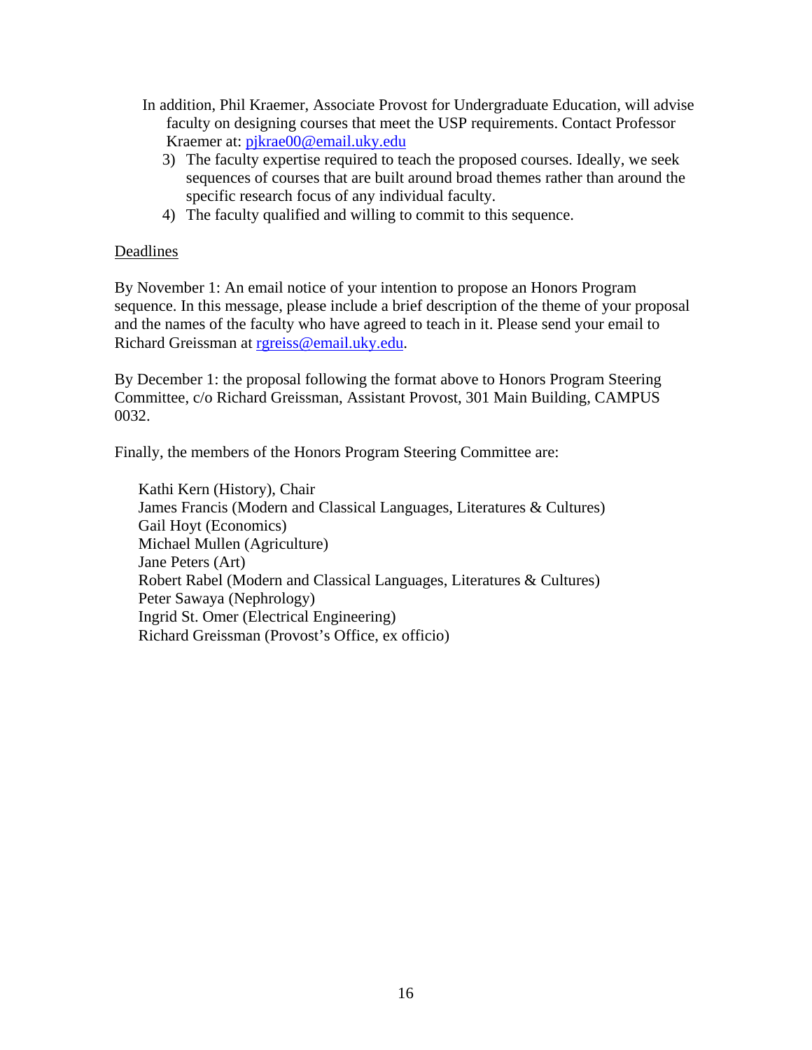In addition, Phil Kraemer, Associate Provost for Undergraduate Education, will advise faculty on designing courses that meet the USP requirements. Contact Professor Kraemer at: pjkrae00@email.uky.edu

3) The faculty expertise required to teach the proposed courses. Ideally, we seek sequences of courses that are built around broad themes rather than around the specific research focus of any individual faculty.
4) The faculty qualified and willing to commit to this sequence.

Deadlines

By November 1: An email notice of your intention to propose an Honors Program sequence. In this message, please include a brief description of the theme of your proposal and the names of the faculty who have agreed to teach in it. Please send your email to Richard Greissman at rgreiss@email.uky.edu.

By December 1: the proposal following the format above to Honors Program Steering Committee, c/o Richard Greissman, Assistant Provost, 301 Main Building, CAMPUS 0032.

Finally, the members of the Honors Program Steering Committee are:

Kathi Kern (History), Chair
James Francis (Modern and Classical Languages, Literatures & Cultures)
Gail Hoyt (Economics)
Michael Mullen (Agriculture)
Jane Peters (Art)
Robert Rabel (Modern and Classical Languages, Literatures & Cultures)
Peter Sawaya (Nephrology)
Ingrid St. Omer (Electrical Engineering)
Richard Greissman (Provost's Office, ex officio)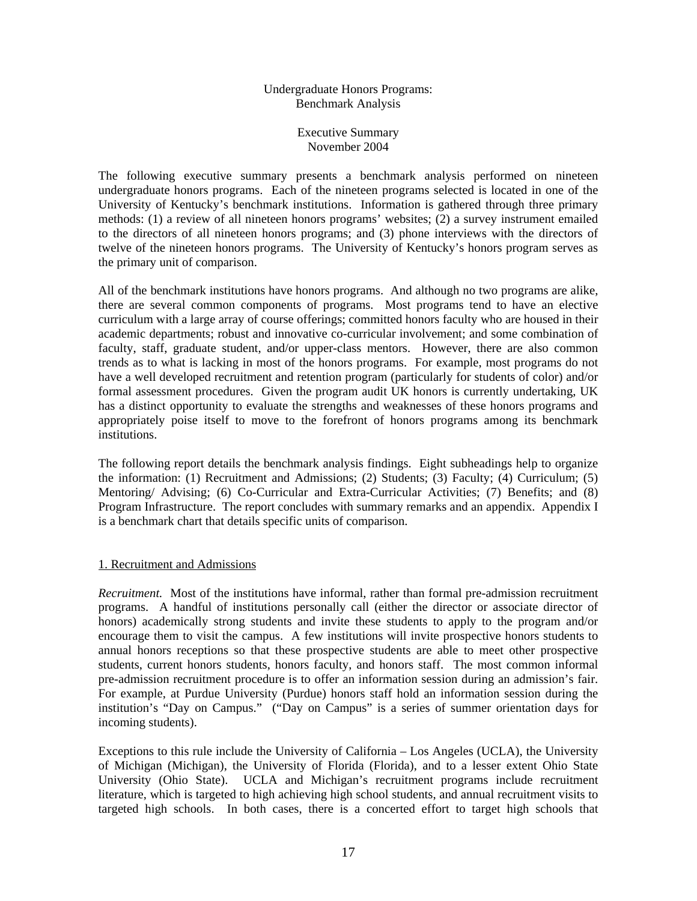# Undergraduate Honors Programs: Benchmark Analysis

## Executive Summary
November 2004

The following executive summary presents a benchmark analysis performed on nineteen undergraduate honors programs. Each of the nineteen programs selected is located in one of the University of Kentucky's benchmark institutions. Information is gathered through three primary methods: (1) a review of all nineteen honors programs' websites; (2) a survey instrument emailed to the directors of all nineteen honors programs; and (3) phone interviews with the directors of twelve of the nineteen honors programs. The University of Kentucky's honors program serves as the primary unit of comparison.

All of the benchmark institutions have honors programs. And although no two programs are alike, there are several common components of programs. Most programs tend to have an elective curriculum with a large array of course offerings; committed honors faculty who are housed in their academic departments; robust and innovative co-curricular involvement; and some combination of faculty, staff, graduate student, and/or upper-class mentors. However, there are also common trends as to what is lacking in most of the honors programs. For example, most programs do not have a well developed recruitment and retention program (particularly for students of color) and/or formal assessment procedures. Given the program audit UK honors is currently undertaking, UK has a distinct opportunity to evaluate the strengths and weaknesses of these honors programs and appropriately poise itself to move to the forefront of honors programs among its benchmark institutions.

The following report details the benchmark analysis findings. Eight subheadings help to organize the information: (1) Recruitment and Admissions; (2) Students; (3) Faculty; (4) Curriculum; (5) Mentoring/ Advising; (6) Co-Curricular and Extra-Curricular Activities; (7) Benefits; and (8) Program Infrastructure. The report concludes with summary remarks and an appendix. Appendix I is a benchmark chart that details specific units of comparison.

### 1. Recruitment and Admissions

*Recruitment.* Most of the institutions have informal, rather than formal pre-admission recruitment programs. A handful of institutions personally call (either the director or associate director of honors) academically strong students and invite these students to apply to the program and/or encourage them to visit the campus. A few institutions will invite prospective honors students to annual honors receptions so that these prospective students are able to meet other prospective students, current honors students, honors faculty, and honors staff. The most common informal pre-admission recruitment procedure is to offer an information session during an admission's fair. For example, at Purdue University (Purdue) honors staff hold an information session during the institution's "Day on Campus." ("Day on Campus" is a series of summer orientation days for incoming students).

Exceptions to this rule include the University of California – Los Angeles (UCLA), the University of Michigan (Michigan), the University of Florida (Florida), and to a lesser extent Ohio State University (Ohio State). UCLA and Michigan's recruitment programs include recruitment literature, which is targeted to high achieving high school students, and annual recruitment visits to targeted high schools. In both cases, there is a concerted effort to target high schools that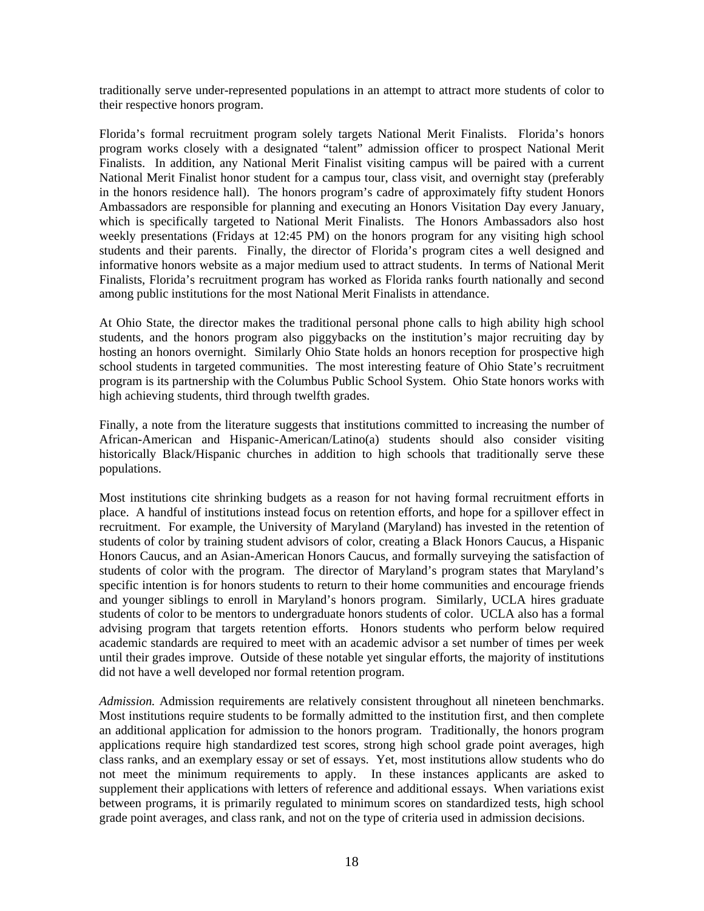traditionally serve under-represented populations in an attempt to attract more students of color to their respective honors program.

Florida's formal recruitment program solely targets National Merit Finalists. Florida's honors program works closely with a designated "talent" admission officer to prospect National Merit Finalists. In addition, any National Merit Finalist visiting campus will be paired with a current National Merit Finalist honor student for a campus tour, class visit, and overnight stay (preferably in the honors residence hall). The honors program's cadre of approximately fifty student Honors Ambassadors are responsible for planning and executing an Honors Visitation Day every January, which is specifically targeted to National Merit Finalists. The Honors Ambassadors also host weekly presentations (Fridays at 12:45 PM) on the honors program for any visiting high school students and their parents. Finally, the director of Florida's program cites a well designed and informative honors website as a major medium used to attract students. In terms of National Merit Finalists, Florida's recruitment program has worked as Florida ranks fourth nationally and second among public institutions for the most National Merit Finalists in attendance.

At Ohio State, the director makes the traditional personal phone calls to high ability high school students, and the honors program also piggybacks on the institution's major recruiting day by hosting an honors overnight. Similarly Ohio State holds an honors reception for prospective high school students in targeted communities. The most interesting feature of Ohio State's recruitment program is its partnership with the Columbus Public School System. Ohio State honors works with high achieving students, third through twelfth grades.

Finally, a note from the literature suggests that institutions committed to increasing the number of African-American and Hispanic-American/Latino(a) students should also consider visiting historically Black/Hispanic churches in addition to high schools that traditionally serve these populations.

Most institutions cite shrinking budgets as a reason for not having formal recruitment efforts in place. A handful of institutions instead focus on retention efforts, and hope for a spillover effect in recruitment. For example, the University of Maryland (Maryland) has invested in the retention of students of color by training student advisors of color, creating a Black Honors Caucus, a Hispanic Honors Caucus, and an Asian-American Honors Caucus, and formally surveying the satisfaction of students of color with the program. The director of Maryland's program states that Maryland's specific intention is for honors students to return to their home communities and encourage friends and younger siblings to enroll in Maryland's honors program. Similarly, UCLA hires graduate students of color to be mentors to undergraduate honors students of color. UCLA also has a formal advising program that targets retention efforts. Honors students who perform below required academic standards are required to meet with an academic advisor a set number of times per week until their grades improve. Outside of these notable yet singular efforts, the majority of institutions did not have a well developed nor formal retention program.

*Admission.* Admission requirements are relatively consistent throughout all nineteen benchmarks. Most institutions require students to be formally admitted to the institution first, and then complete an additional application for admission to the honors program. Traditionally, the honors program applications require high standardized test scores, strong high school grade point averages, high class ranks, and an exemplary essay or set of essays. Yet, most institutions allow students who do not meet the minimum requirements to apply. In these instances applicants are asked to supplement their applications with letters of reference and additional essays. When variations exist between programs, it is primarily regulated to minimum scores on standardized tests, high school grade point averages, and class rank, and not on the type of criteria used in admission decisions.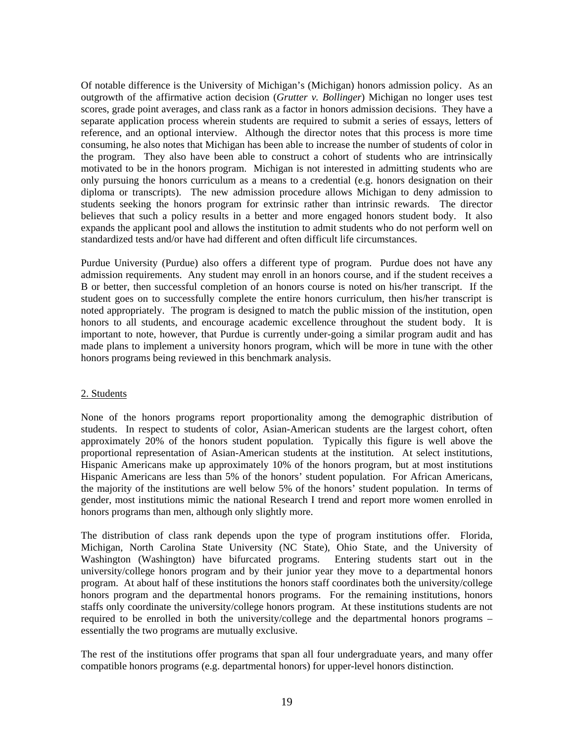Of notable difference is the University of Michigan's (Michigan) honors admission policy. As an outgrowth of the affirmative action decision (*Grutter v. Bollinger*) Michigan no longer uses test scores, grade point averages, and class rank as a factor in honors admission decisions. They have a separate application process wherein students are required to submit a series of essays, letters of reference, and an optional interview. Although the director notes that this process is more time consuming, he also notes that Michigan has been able to increase the number of students of color in the program. They also have been able to construct a cohort of students who are intrinsically motivated to be in the honors program. Michigan is not interested in admitting students who are only pursuing the honors curriculum as a means to a credential (e.g. honors designation on their diploma or transcripts). The new admission procedure allows Michigan to deny admission to students seeking the honors program for extrinsic rather than intrinsic rewards. The director believes that such a policy results in a better and more engaged honors student body. It also expands the applicant pool and allows the institution to admit students who do not perform well on standardized tests and/or have had different and often difficult life circumstances.

Purdue University (Purdue) also offers a different type of program. Purdue does not have any admission requirements. Any student may enroll in an honors course, and if the student receives a B or better, then successful completion of an honors course is noted on his/her transcript. If the student goes on to successfully complete the entire honors curriculum, then his/her transcript is noted appropriately. The program is designed to match the public mission of the institution, open honors to all students, and encourage academic excellence throughout the student body. It is important to note, however, that Purdue is currently under-going a similar program audit and has made plans to implement a university honors program, which will be more in tune with the other honors programs being reviewed in this benchmark analysis.

## 2. Students

None of the honors programs report proportionality among the demographic distribution of students. In respect to students of color, Asian-American students are the largest cohort, often approximately 20% of the honors student population. Typically this figure is well above the proportional representation of Asian-American students at the institution. At select institutions, Hispanic Americans make up approximately 10% of the honors program, but at most institutions Hispanic Americans are less than 5% of the honors' student population. For African Americans, the majority of the institutions are well below 5% of the honors' student population. In terms of gender, most institutions mimic the national Research I trend and report more women enrolled in honors programs than men, although only slightly more.

The distribution of class rank depends upon the type of program institutions offer. Florida, Michigan, North Carolina State University (NC State), Ohio State, and the University of Washington (Washington) have bifurcated programs. Entering students start out in the university/college honors program and by their junior year they move to a departmental honors program. At about half of these institutions the honors staff coordinates both the university/college honors program and the departmental honors programs. For the remaining institutions, honors staffs only coordinate the university/college honors program. At these institutions students are not required to be enrolled in both the university/college and the departmental honors programs – essentially the two programs are mutually exclusive.

The rest of the institutions offer programs that span all four undergraduate years, and many offer compatible honors programs (e.g. departmental honors) for upper-level honors distinction.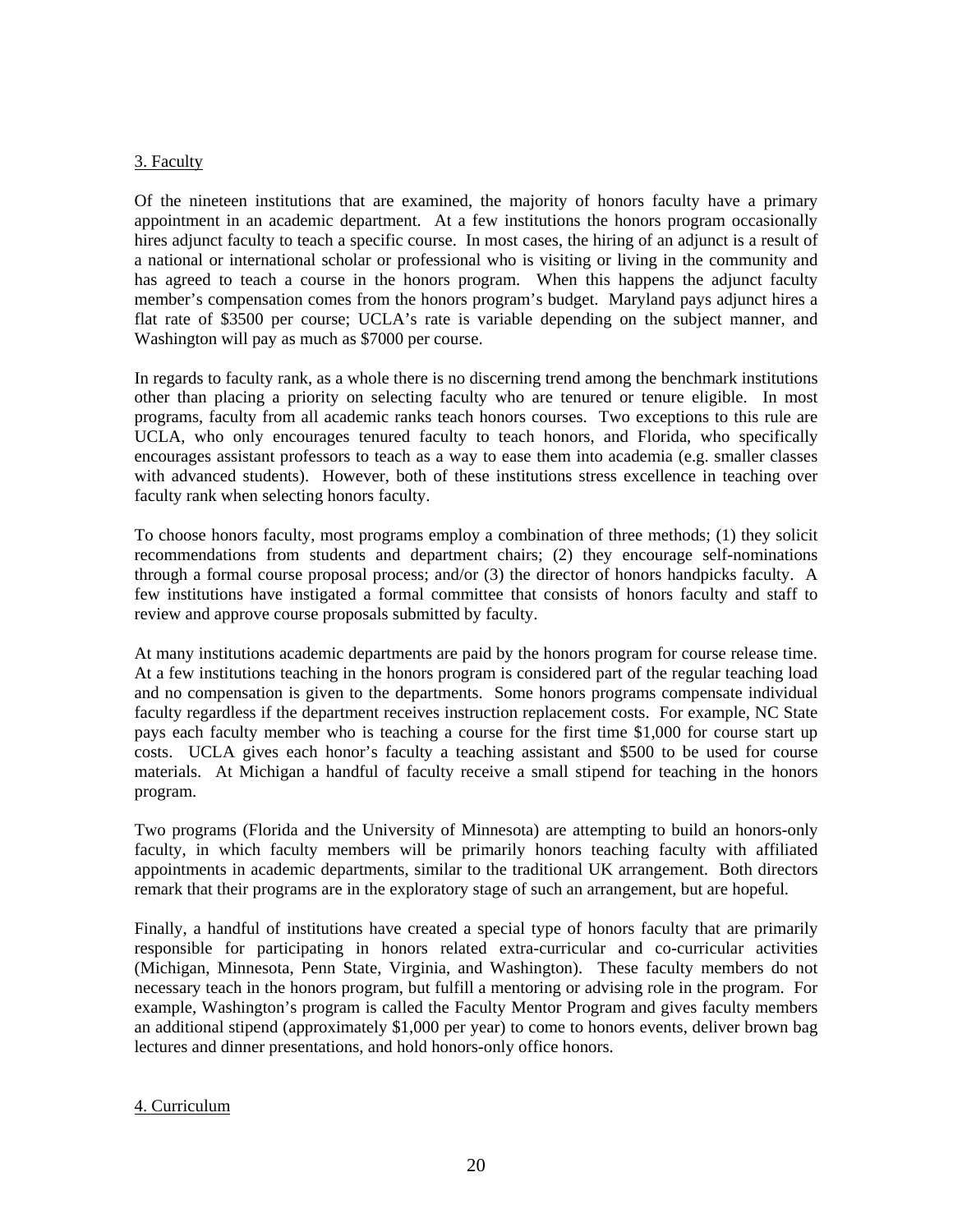3. Faculty

Of the nineteen institutions that are examined, the majority of honors faculty have a primary appointment in an academic department. At a few institutions the honors program occasionally hires adjunct faculty to teach a specific course. In most cases, the hiring of an adjunct is a result of a national or international scholar or professional who is visiting or living in the community and has agreed to teach a course in the honors program. When this happens the adjunct faculty member's compensation comes from the honors program's budget. Maryland pays adjunct hires a flat rate of $3500 per course; UCLA's rate is variable depending on the subject manner, and Washington will pay as much as $7000 per course.

In regards to faculty rank, as a whole there is no discerning trend among the benchmark institutions other than placing a priority on selecting faculty who are tenured or tenure eligible. In most programs, faculty from all academic ranks teach honors courses. Two exceptions to this rule are UCLA, who only encourages tenured faculty to teach honors, and Florida, who specifically encourages assistant professors to teach as a way to ease them into academia (e.g. smaller classes with advanced students). However, both of these institutions stress excellence in teaching over faculty rank when selecting honors faculty.

To choose honors faculty, most programs employ a combination of three methods; (1) they solicit recommendations from students and department chairs; (2) they encourage self-nominations through a formal course proposal process; and/or (3) the director of honors handpicks faculty. A few institutions have instigated a formal committee that consists of honors faculty and staff to review and approve course proposals submitted by faculty.

At many institutions academic departments are paid by the honors program for course release time. At a few institutions teaching in the honors program is considered part of the regular teaching load and no compensation is given to the departments. Some honors programs compensate individual faculty regardless if the department receives instruction replacement costs. For example, NC State pays each faculty member who is teaching a course for the first time $1,000 for course start up costs. UCLA gives each honor's faculty a teaching assistant and $500 to be used for course materials. At Michigan a handful of faculty receive a small stipend for teaching in the honors program.

Two programs (Florida and the University of Minnesota) are attempting to build an honors-only faculty, in which faculty members will be primarily honors teaching faculty with affiliated appointments in academic departments, similar to the traditional UK arrangement. Both directors remark that their programs are in the exploratory stage of such an arrangement, but are hopeful.

Finally, a handful of institutions have created a special type of honors faculty that are primarily responsible for participating in honors related extra-curricular and co-curricular activities (Michigan, Minnesota, Penn State, Virginia, and Washington). These faculty members do not necessary teach in the honors program, but fulfill a mentoring or advising role in the program. For example, Washington's program is called the Faculty Mentor Program and gives faculty members an additional stipend (approximately $1,000 per year) to come to honors events, deliver brown bag lectures and dinner presentations, and hold honors-only office honors.

4. Curriculum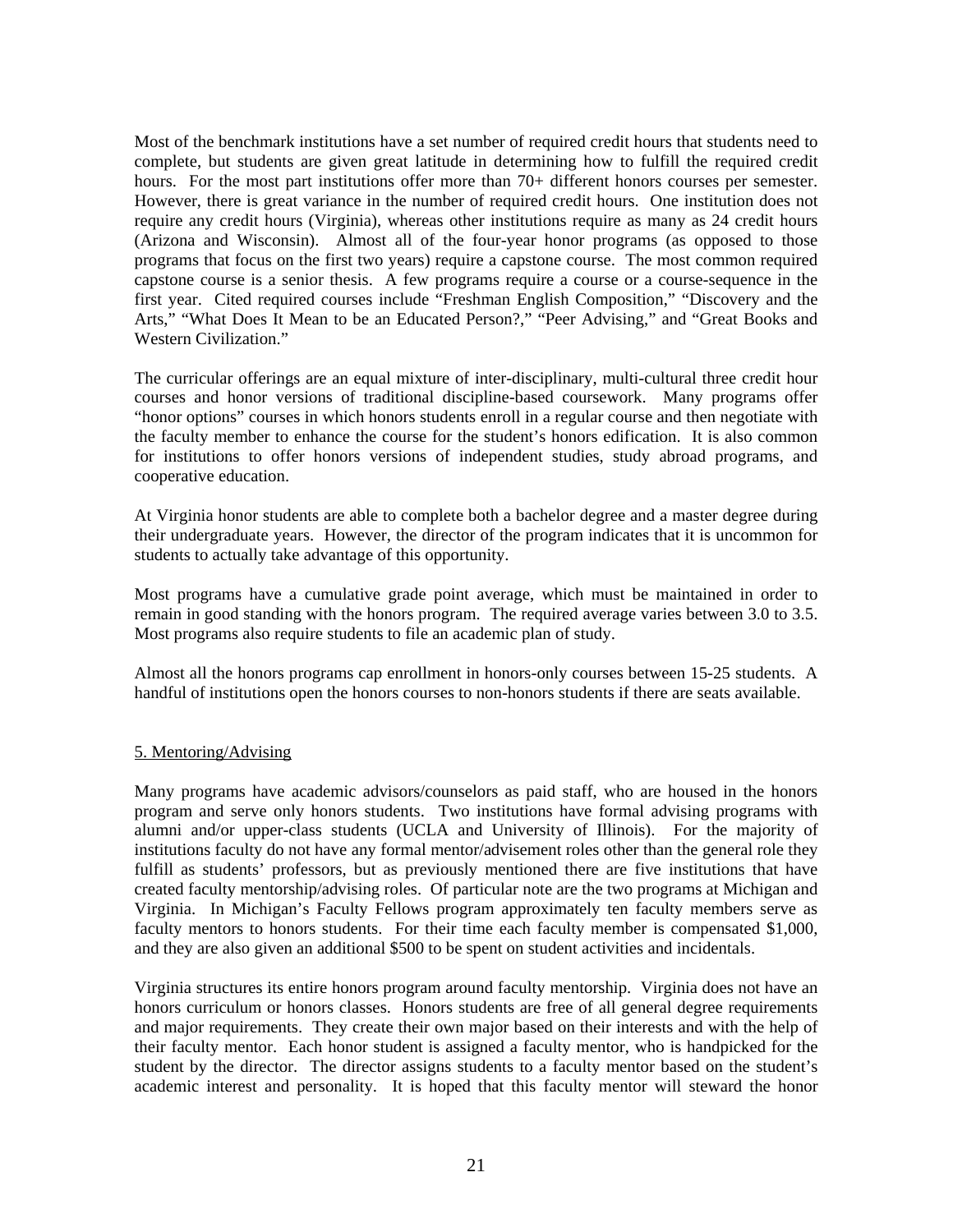Most of the benchmark institutions have a set number of required credit hours that students need to complete, but students are given great latitude in determining how to fulfill the required credit hours. For the most part institutions offer more than 70+ different honors courses per semester. However, there is great variance in the number of required credit hours. One institution does not require any credit hours (Virginia), whereas other institutions require as many as 24 credit hours (Arizona and Wisconsin). Almost all of the four-year honor programs (as opposed to those programs that focus on the first two years) require a capstone course. The most common required capstone course is a senior thesis. A few programs require a course or a course-sequence in the first year. Cited required courses include "Freshman English Composition," "Discovery and the Arts," "What Does It Mean to be an Educated Person?," "Peer Advising," and "Great Books and Western Civilization."

The curricular offerings are an equal mixture of inter-disciplinary, multi-cultural three credit hour courses and honor versions of traditional discipline-based coursework. Many programs offer "honor options" courses in which honors students enroll in a regular course and then negotiate with the faculty member to enhance the course for the student's honors edification. It is also common for institutions to offer honors versions of independent studies, study abroad programs, and cooperative education.

At Virginia honor students are able to complete both a bachelor degree and a master degree during their undergraduate years. However, the director of the program indicates that it is uncommon for students to actually take advantage of this opportunity.

Most programs have a cumulative grade point average, which must be maintained in order to remain in good standing with the honors program. The required average varies between 3.0 to 3.5. Most programs also require students to file an academic plan of study.

Almost all the honors programs cap enrollment in honors-only courses between 15-25 students. A handful of institutions open the honors courses to non-honors students if there are seats available.

## 5. Mentoring/Advising

Many programs have academic advisors/counselors as paid staff, who are housed in the honors program and serve only honors students. Two institutions have formal advising programs with alumni and/or upper-class students (UCLA and University of Illinois). For the majority of institutions faculty do not have any formal mentor/advisement roles other than the general role they fulfill as students' professors, but as previously mentioned there are five institutions that have created faculty mentorship/advising roles. Of particular note are the two programs at Michigan and Virginia. In Michigan's Faculty Fellows program approximately ten faculty members serve as faculty mentors to honors students. For their time each faculty member is compensated $1,000, and they are also given an additional $500 to be spent on student activities and incidentals.

Virginia structures its entire honors program around faculty mentorship. Virginia does not have an honors curriculum or honors classes. Honors students are free of all general degree requirements and major requirements. They create their own major based on their interests and with the help of their faculty mentor. Each honor student is assigned a faculty mentor, who is handpicked for the student by the director. The director assigns students to a faculty mentor based on the student's academic interest and personality. It is hoped that this faculty mentor will steward the honor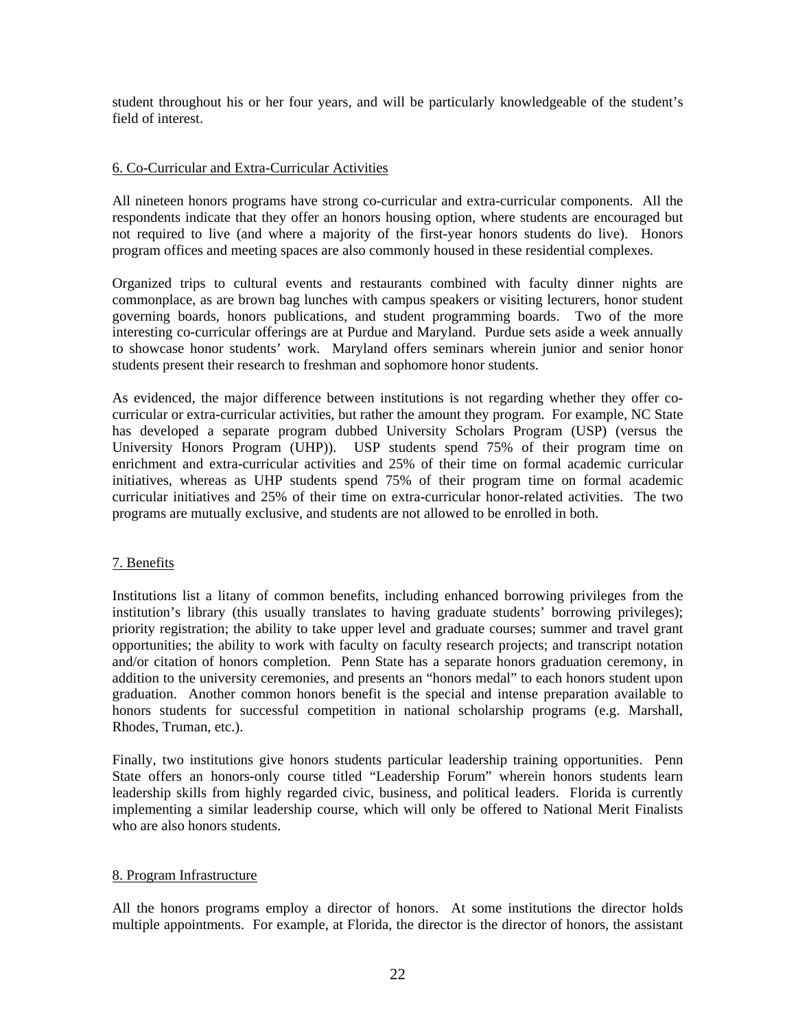student throughout his or her four years, and will be particularly knowledgeable of the student's field of interest.

## 6. Co-Curricular and Extra-Curricular Activities

All nineteen honors programs have strong co-curricular and extra-curricular components. All the respondents indicate that they offer an honors housing option, where students are encouraged but not required to live (and where a majority of the first-year honors students do live). Honors program offices and meeting spaces are also commonly housed in these residential complexes.

Organized trips to cultural events and restaurants combined with faculty dinner nights are commonplace, as are brown bag lunches with campus speakers or visiting lecturers, honor student governing boards, honors publications, and student programming boards. Two of the more interesting co-curricular offerings are at Purdue and Maryland. Purdue sets aside a week annually to showcase honor students' work. Maryland offers seminars wherein junior and senior honor students present their research to freshman and sophomore honor students.

As evidenced, the major difference between institutions is not regarding whether they offer co-curricular or extra-curricular activities, but rather the amount they program. For example, NC State has developed a separate program dubbed University Scholars Program (USP) (versus the University Honors Program (UHP)). USP students spend 75% of their program time on enrichment and extra-curricular activities and 25% of their time on formal academic curricular initiatives, whereas as UHP students spend 75% of their program time on formal academic curricular initiatives and 25% of their time on extra-curricular honor-related activities. The two programs are mutually exclusive, and students are not allowed to be enrolled in both.

## 7. Benefits

Institutions list a litany of common benefits, including enhanced borrowing privileges from the institution's library (this usually translates to having graduate students' borrowing privileges); priority registration; the ability to take upper level and graduate courses; summer and travel grant opportunities; the ability to work with faculty on faculty research projects; and transcript notation and/or citation of honors completion. Penn State has a separate honors graduation ceremony, in addition to the university ceremonies, and presents an "honors medal" to each honors student upon graduation. Another common honors benefit is the special and intense preparation available to honors students for successful competition in national scholarship programs (e.g. Marshall, Rhodes, Truman, etc.).

Finally, two institutions give honors students particular leadership training opportunities. Penn State offers an honors-only course titled "Leadership Forum" wherein honors students learn leadership skills from highly regarded civic, business, and political leaders. Florida is currently implementing a similar leadership course, which will only be offered to National Merit Finalists who are also honors students.

## 8. Program Infrastructure

All the honors programs employ a director of honors. At some institutions the director holds multiple appointments. For example, at Florida, the director is the director of honors, the assistant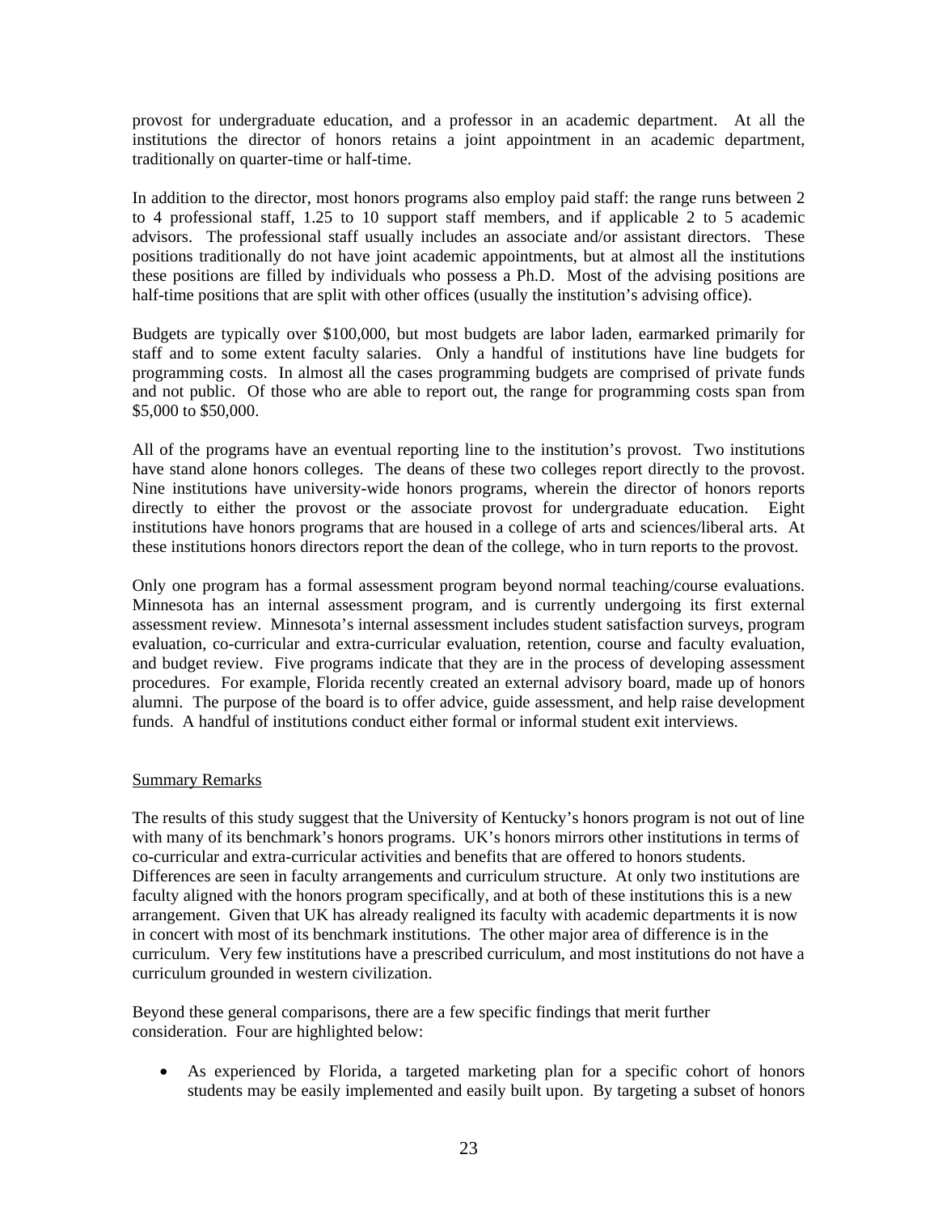provost for undergraduate education, and a professor in an academic department. At all the institutions the director of honors retains a joint appointment in an academic department, traditionally on quarter-time or half-time.

In addition to the director, most honors programs also employ paid staff: the range runs between 2 to 4 professional staff, 1.25 to 10 support staff members, and if applicable 2 to 5 academic advisors. The professional staff usually includes an associate and/or assistant directors. These positions traditionally do not have joint academic appointments, but at almost all the institutions these positions are filled by individuals who possess a Ph.D. Most of the advising positions are half-time positions that are split with other offices (usually the institution's advising office).

Budgets are typically over $100,000, but most budgets are labor laden, earmarked primarily for staff and to some extent faculty salaries. Only a handful of institutions have line budgets for programming costs. In almost all the cases programming budgets are comprised of private funds and not public. Of those who are able to report out, the range for programming costs span from $5,000 to $50,000.

All of the programs have an eventual reporting line to the institution's provost. Two institutions have stand alone honors colleges. The deans of these two colleges report directly to the provost. Nine institutions have university-wide honors programs, wherein the director of honors reports directly to either the provost or the associate provost for undergraduate education. Eight institutions have honors programs that are housed in a college of arts and sciences/liberal arts. At these institutions honors directors report the dean of the college, who in turn reports to the provost.

Only one program has a formal assessment program beyond normal teaching/course evaluations. Minnesota has an internal assessment program, and is currently undergoing its first external assessment review. Minnesota's internal assessment includes student satisfaction surveys, program evaluation, co-curricular and extra-curricular evaluation, retention, course and faculty evaluation, and budget review. Five programs indicate that they are in the process of developing assessment procedures. For example, Florida recently created an external advisory board, made up of honors alumni. The purpose of the board is to offer advice, guide assessment, and help raise development funds. A handful of institutions conduct either formal or informal student exit interviews.

## Summary Remarks

The results of this study suggest that the University of Kentucky's honors program is not out of line with many of its benchmark's honors programs. UK's honors mirrors other institutions in terms of co-curricular and extra-curricular activities and benefits that are offered to honors students. Differences are seen in faculty arrangements and curriculum structure. At only two institutions are faculty aligned with the honors program specifically, and at both of these institutions this is a new arrangement. Given that UK has already realigned its faculty with academic departments it is now in concert with most of its benchmark institutions. The other major area of difference is in the curriculum. Very few institutions have a prescribed curriculum, and most institutions do not have a curriculum grounded in western civilization.

Beyond these general comparisons, there are a few specific findings that merit further consideration. Four are highlighted below:

- As experienced by Florida, a targeted marketing plan for a specific cohort of honors students may be easily implemented and easily built upon. By targeting a subset of honors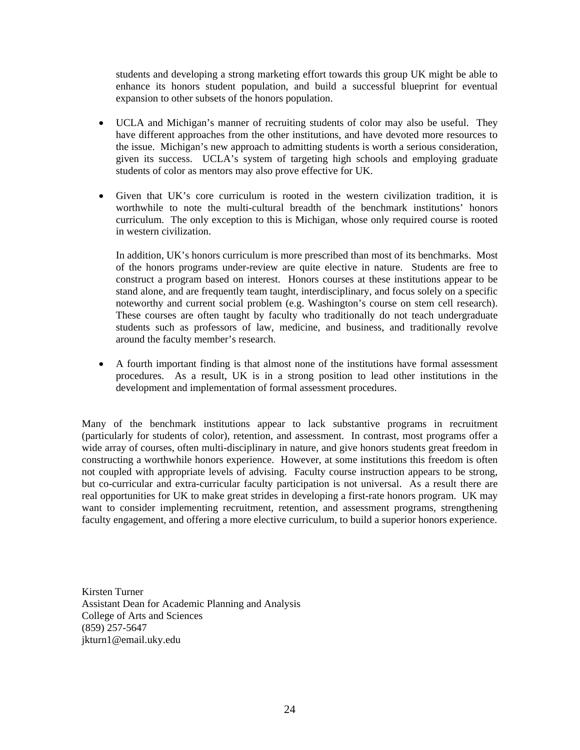students and developing a strong marketing effort towards this group UK might be able to enhance its honors student population, and build a successful blueprint for eventual expansion to other subsets of the honors population.

- UCLA and Michigan's manner of recruiting students of color may also be useful. They have different approaches from the other institutions, and have devoted more resources to the issue. Michigan's new approach to admitting students is worth a serious consideration, given its success. UCLA's system of targeting high schools and employing graduate students of color as mentors may also prove effective for UK.

- Given that UK's core curriculum is rooted in the western civilization tradition, it is worthwhile to note the multi-cultural breadth of the benchmark institutions' honors curriculum. The only exception to this is Michigan, whose only required course is rooted in western civilization.

  In addition, UK's honors curriculum is more prescribed than most of its benchmarks. Most of the honors programs under-review are quite elective in nature. Students are free to construct a program based on interest. Honors courses at these institutions appear to be stand alone, and are frequently team taught, interdisciplinary, and focus solely on a specific noteworthy and current social problem (e.g. Washington's course on stem cell research). These courses are often taught by faculty who traditionally do not teach undergraduate students such as professors of law, medicine, and business, and traditionally revolve around the faculty member's research.

- A fourth important finding is that almost none of the institutions have formal assessment procedures. As a result, UK is in a strong position to lead other institutions in the development and implementation of formal assessment procedures.

Many of the benchmark institutions appear to lack substantive programs in recruitment (particularly for students of color), retention, and assessment. In contrast, most programs offer a wide array of courses, often multi-disciplinary in nature, and give honors students great freedom in constructing a worthwhile honors experience. However, at some institutions this freedom is often not coupled with appropriate levels of advising. Faculty course instruction appears to be strong, but co-curricular and extra-curricular faculty participation is not universal. As a result there are real opportunities for UK to make great strides in developing a first-rate honors program. UK may want to consider implementing recruitment, retention, and assessment programs, strengthening faculty engagement, and offering a more elective curriculum, to build a superior honors experience.

Kirsten Turner
Assistant Dean for Academic Planning and Analysis
College of Arts and Sciences
(859) 257-5647
jkturn1@email.uky.edu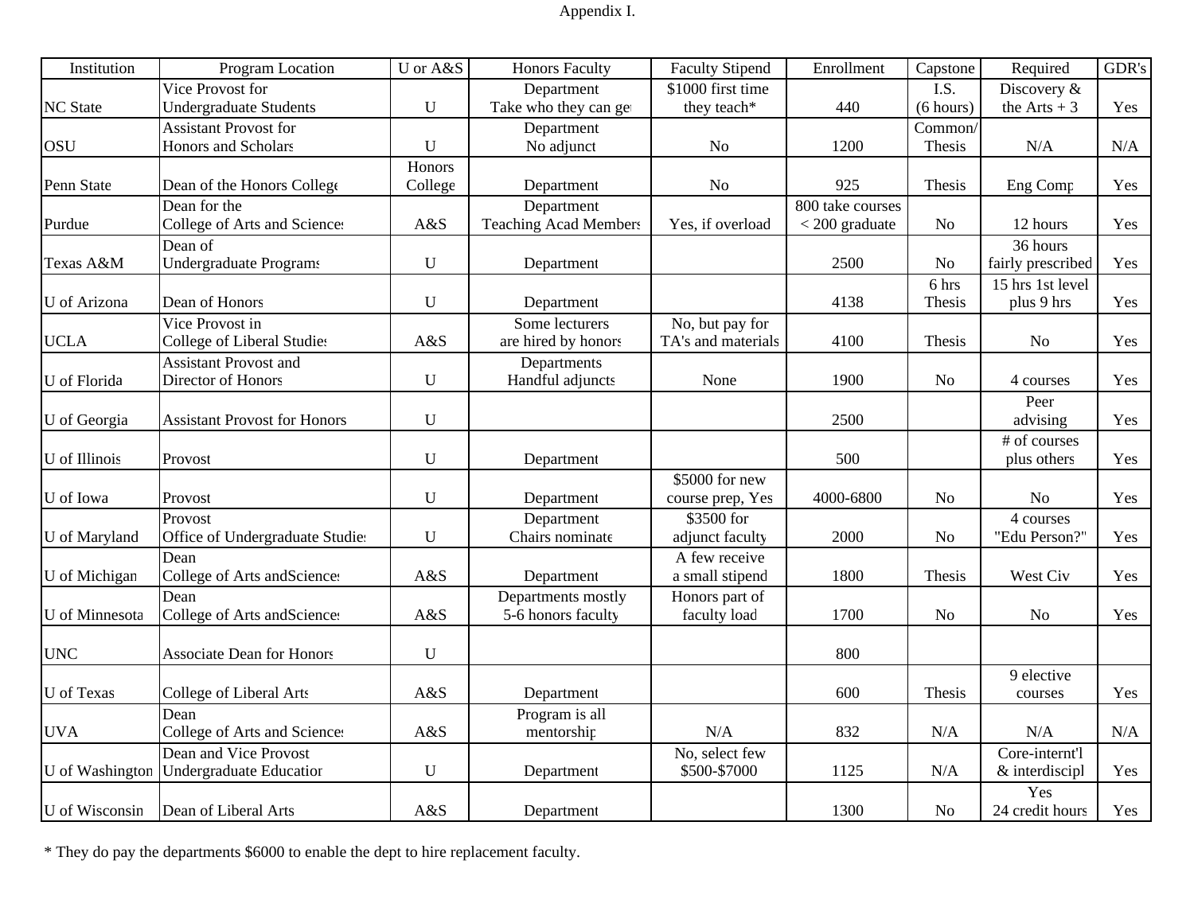Appendix I.

| Institution | Program Location | U or A&S | Honors Faculty | Faculty Stipend | Enrollment | Capstone | Required | GDR's |
|---|---|---|---|---|---|---|---|---|
| NC State | Vice Provost for Undergraduate Students | U | Department Take who they can ge | $1000 first time they teach* | 440 | I.S. (6 hours) | Discovery & the Arts + 3 | Yes |
| OSU | Assistant Provost for Honors and Scholars | U | Department No adjunct | No | 1200 | Common/ Thesis | N/A | N/A |
| Penn State | Dean of the Honors College | Honors College | Department | No | 925 | Thesis | Eng Comp | Yes |
| Purdue | Dean for the College of Arts and Sciences | A&S | Department Teaching Acad Members | Yes, if overload | 800 take courses < 200 graduate | No | 12 hours | Yes |
| Texas A&M | Dean of Undergraduate Programs | U | Department | | 2500 | No | 36 hours fairly prescribed | Yes |
| U of Arizona | Dean of Honors | U | Department | | 4138 | 6 hrs Thesis | 15 hrs 1st level plus 9 hrs | Yes |
| UCLA | Vice Provost in College of Liberal Studies | A&S | Some lecturers are hired by honors | No, but pay for TA's and materials | 4100 | Thesis | No | Yes |
| U of Florida | Assistant Provost and Director of Honors | U | Departments Handful adjuncts | None | 1900 | No | 4 courses | Yes |
| U of Georgia | Assistant Provost for Honors | U | | | 2500 | | Peer advising | Yes |
| U of Illinois | Provost | U | Department | | 500 | | # of courses plus others | Yes |
| U of Iowa | Provost | U | Department | $5000 for new course prep, Yes | 4000-6800 | No | No | Yes |
| U of Maryland | Provost Office of Undergraduate Studies | U | Department Chairs nominate | $3500 for adjunct faculty | 2000 | No | 4 courses "Edu Person?" | Yes |
| U of Michigan | Dean College of Arts andSciences | A&S | Department | A few receive a small stipend | 1800 | Thesis | West Civ | Yes |
| U of Minnesota | Dean College of Arts andSciences | A&S | Departments mostly 5-6 honors faculty | Honors part of faculty load | 1700 | No | No | Yes |
| UNC | Associate Dean for Honors | U | | | 800 | | | |
| U of Texas | College of Liberal Arts | A&S | Department | | 600 | Thesis | 9 elective courses | Yes |
| UVA | Dean College of Arts and Sciences | A&S | Program is all mentorship | N/A | 832 | N/A | N/A | N/A |
| U of Washington | Dean and Vice Provost Undergraduate Education | U | Department | No, select few $500-$7000 | 1125 | N/A | Core-internt'l & interdiscipl | Yes |
| U of Wisconsin | Dean of Liberal Arts | A&S | Department | | 1300 | No | Yes 24 credit hours | Yes |

* They do pay the departments $6000 to enable the dept to hire replacement faculty.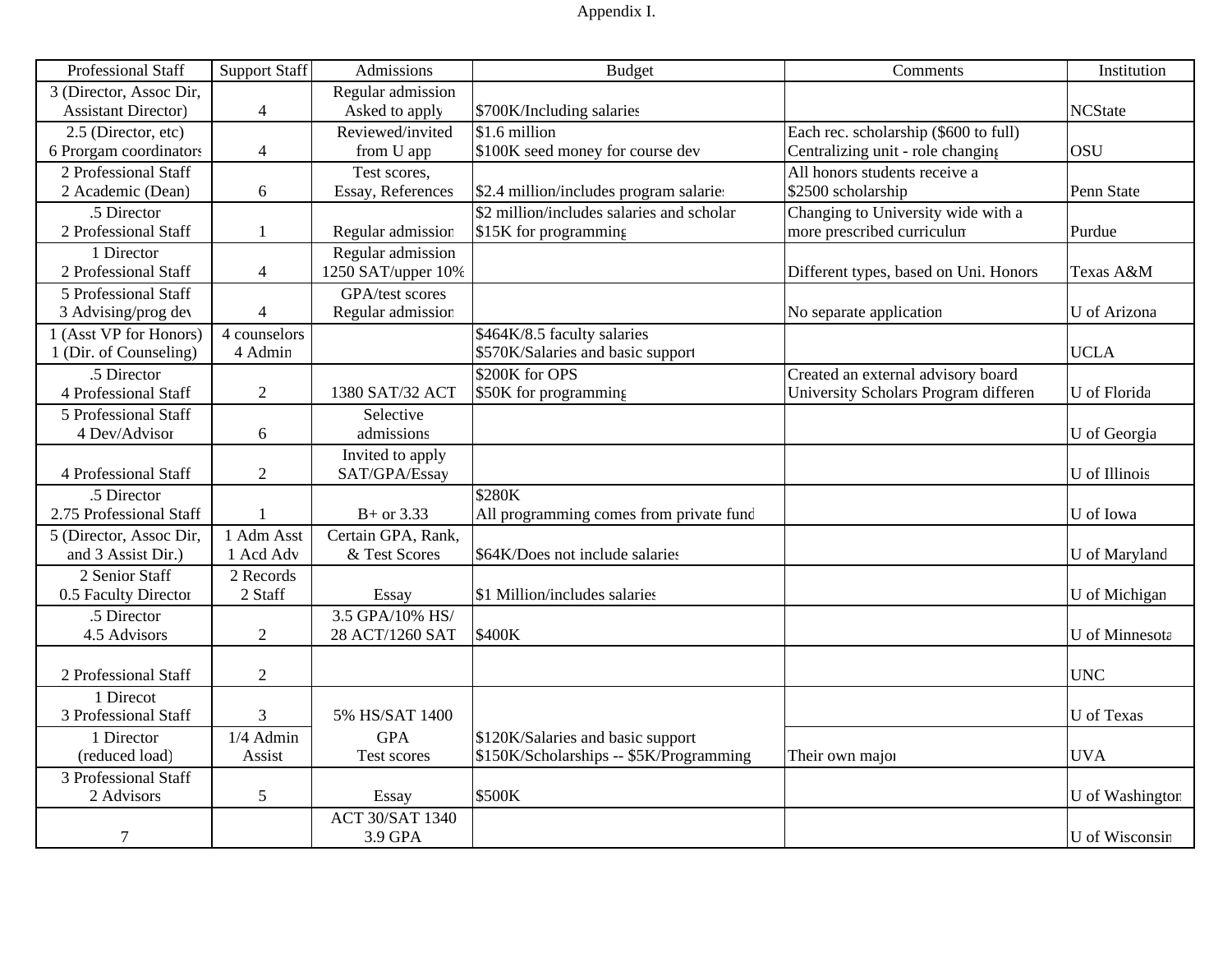Appendix I.

| Professional Staff | Support Staff | Admissions | Budget | Comments | Institution |
|---|---|---|---|---|---|
| 3 (Director, Assoc Dir, Assistant Director) | 4 | Regular admission Asked to apply | $700K/Including salaries | | NCState |
| 2.5 (Director, etc) 6 Prorgam coordinators | 4 | Reviewed/invited from U app | $1.6 million $100K seed money for course dev | Each rec. scholarship ($600 to full) Centralizing unit - role changing | OSU |
| 2 Professional Staff 2 Academic (Dean) | 6 | Test scores, Essay, References | $2.4 million/includes program salaries | All honors students receive a $2500 scholarship | Penn State |
| .5 Director 2 Professional Staff | 1 | Regular admission | $2 million/includes salaries and scholar $15K for programming | Changing to University wide with a more prescribed curriculum | Purdue |
| 1 Director 2 Professional Staff | 4 | Regular admission 1250 SAT/upper 10% | | Different types, based on Uni. Honors | Texas A&M |
| 5 Professional Staff 3 Advising/prog dev | 4 | GPA/test scores Regular admission | | No separate application | U of Arizona |
| 1 (Asst VP for Honors) 1 (Dir. of Counseling) | 4 counselors 4 Admin | | $464K/8.5 faculty salaries $570K/Salaries and basic support | | UCLA |
| .5 Director 4 Professional Staff | 2 | 1380 SAT/32 ACT | $200K for OPS $50K for programming | Created an external advisory board University Scholars Program differen | U of Florida |
| 5 Professional Staff 4 Dev/Advisor | 6 | Selective admissions | | | U of Georgia |
| 4 Professional Staff | 2 | Invited to apply SAT/GPA/Essay | | | U of Illinois |
| .5 Director 2.75 Professional Staff | 1 | B+ or 3.33 | $280K All programming comes from private fund | | U of Iowa |
| 5 (Director, Assoc Dir, and 3 Assist Dir.) | 1 Adm Asst 1 Acd Adv | Certain GPA, Rank, & Test Scores | $64K/Does not include salaries | | U of Maryland |
| 2 Senior Staff 0.5 Faculty Director | 2 Records 2 Staff | Essay | $1 Million/includes salaries | | U of Michigan |
| .5 Director 4.5 Advisors | 2 | 3.5 GPA/10% HS/ 28 ACT/1260 SAT | $400K | | U of Minnesota |
| 2 Professional Staff | 2 | | | | UNC |
| 1 Direcot 3 Professional Staff | 3 | 5% HS/SAT 1400 | | | U of Texas |
| 1 Director (reduced load) | 1/4 Admin Assist | GPA Test scores | $120K/Salaries and basic support $150K/Scholarships -- $5K/Programming | Their own major | UVA |
| 3 Professional Staff 2 Advisors | 5 | Essay | $500K | | U of Washington |
| 7 | | ACT 30/SAT 1340 3.9 GPA | | | U of Wisconsin |